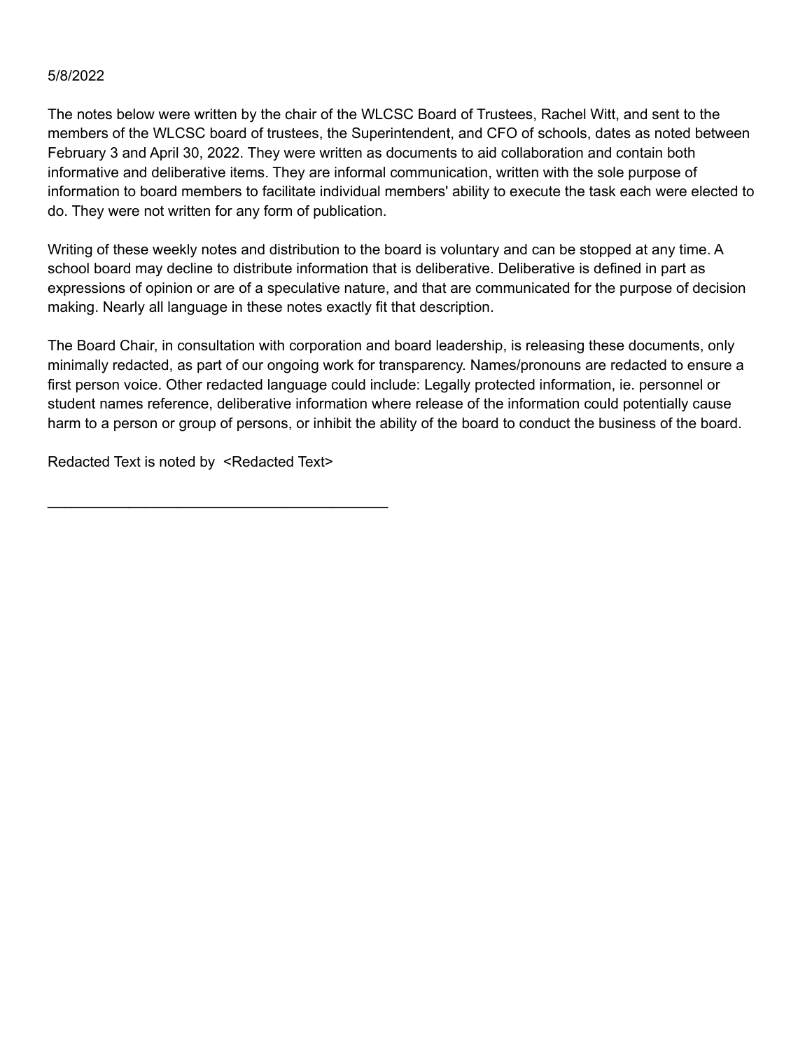5/8/2022

The notes below were written by the chair of the WLCSC Board of Trustees, Rachel Witt, and sent to the members of the WLCSC board of trustees, the Superintendent, and CFO of schools, dates as noted between February 3 and April 30, 2022. They were written as documents to aid collaboration and contain both informative and deliberative items. They are informal communication, written with the sole purpose of information to board members to facilitate individual members' ability to execute the task each were elected to do. They were not written for any form of publication.

Writing of these weekly notes and distribution to the board is voluntary and can be stopped at any time. A school board may decline to distribute information that is deliberative. Deliberative is defined in part as expressions of opinion or are of a speculative nature, and that are communicated for the purpose of decision making. Nearly all language in these notes exactly fit that description.

The Board Chair, in consultation with corporation and board leadership, is releasing these documents, only minimally redacted, as part of our ongoing work for transparency. Names/pronouns are redacted to ensure a first person voice. Other redacted language could include: Legally protected information, ie. personnel or student names reference, deliberative information where release of the information could potentially cause harm to a person or group of persons, or inhibit the ability of the board to conduct the business of the board.

Redacted Text is noted by <Redacted Text>

---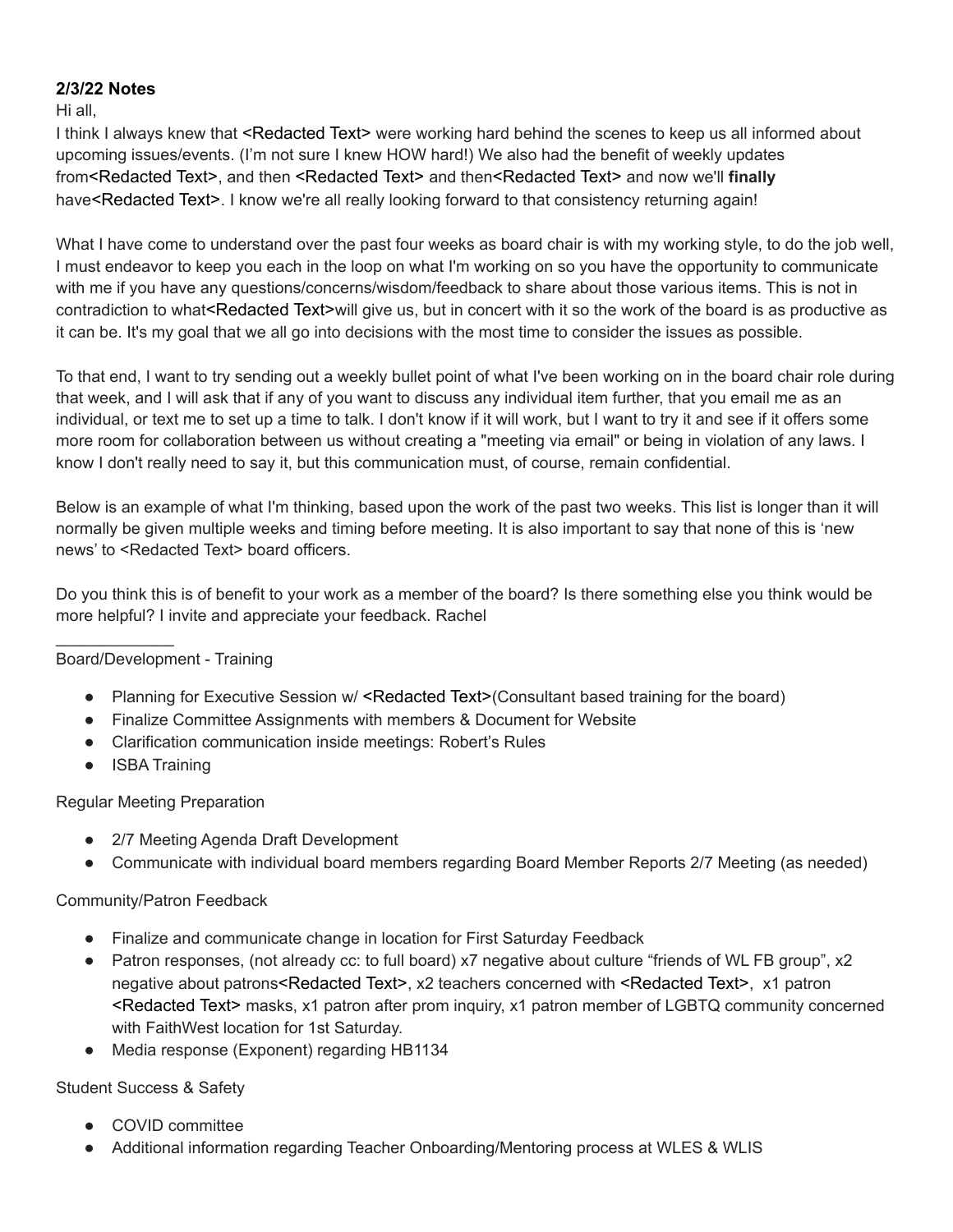**2/3/22 Notes**

Hi all,

I think I always knew that <Redacted Text> were working hard behind the scenes to keep us all informed about upcoming issues/events. (I'm not sure I knew HOW hard!) We also had the benefit of weekly updates from<Redacted Text>, and then <Redacted Text> and then<Redacted Text> and now we'll **finally** have<Redacted Text>. I know we're all really looking forward to that consistency returning again!

What I have come to understand over the past four weeks as board chair is with my working style, to do the job well, I must endeavor to keep you each in the loop on what I'm working on so you have the opportunity to communicate with me if you have any questions/concerns/wisdom/feedback to share about those various items. This is not in contradiction to what<Redacted Text>will give us, but in concert with it so the work of the board is as productive as it can be. It's my goal that we all go into decisions with the most time to consider the issues as possible.

To that end, I want to try sending out a weekly bullet point of what I've been working on in the board chair role during that week, and I will ask that if any of you want to discuss any individual item further, that you email me as an individual, or text me to set up a time to talk. I don't know if it will work, but I want to try it and see if it offers some more room for collaboration between us without creating a "meeting via email" or being in violation of any laws. I know I don't really need to say it, but this communication must, of course, remain confidential.

Below is an example of what I'm thinking, based upon the work of the past two weeks. This list is longer than it will normally be given multiple weeks and timing before meeting. It is also important to say that none of this is 'new news' to <Redacted Text> board officers.

Do you think this is of benefit to your work as a member of the board? Is there something else you think would be more helpful? I invite and appreciate your feedback. Rachel

_____________

Board/Development - Training

- Planning for Executive Session w/ <Redacted Text>(Consultant based training for the board)
- Finalize Committee Assignments with members & Document for Website
- Clarification communication inside meetings: Robert's Rules
- ISBA Training

Regular Meeting Preparation

- 2/7 Meeting Agenda Draft Development
- Communicate with individual board members regarding Board Member Reports 2/7 Meeting (as needed)

Community/Patron Feedback

- Finalize and communicate change in location for First Saturday Feedback
- Patron responses, (not already cc: to full board) x7 negative about culture "friends of WL FB group", x2 negative about patrons<Redacted Text>, x2 teachers concerned with <Redacted Text>, x1 patron <Redacted Text> masks, x1 patron after prom inquiry, x1 patron member of LGBTQ community concerned with FaithWest location for 1st Saturday.
- Media response (Exponent) regarding HB1134

Student Success & Safety

- COVID committee
- Additional information regarding Teacher Onboarding/Mentoring process at WLES & WLIS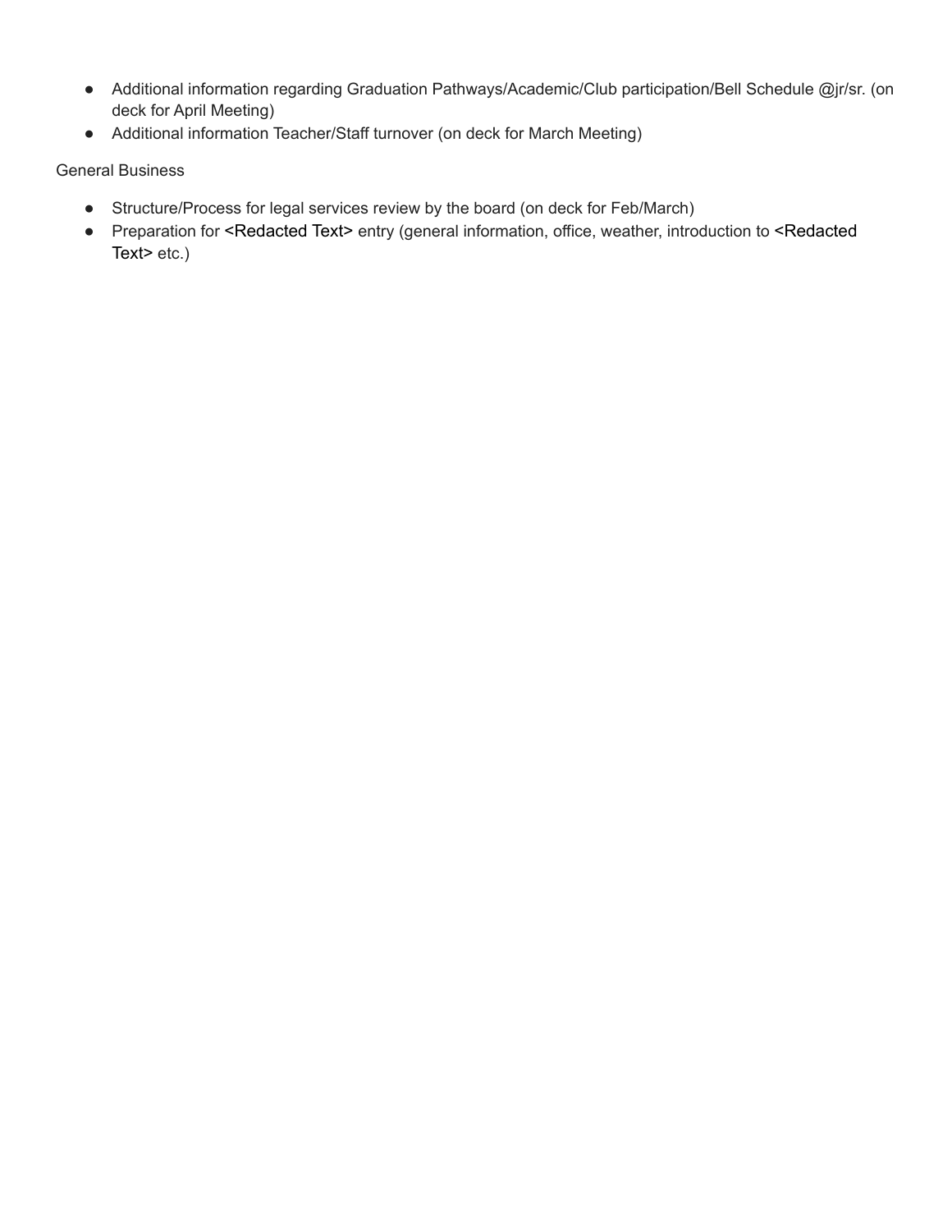- Additional information regarding Graduation Pathways/Academic/Club participation/Bell Schedule @jr/sr. (on deck for April Meeting)
- Additional information Teacher/Staff turnover (on deck for March Meeting)

General Business

- Structure/Process for legal services review by the board (on deck for Feb/March)
- Preparation for <Redacted Text> entry (general information, office, weather, introduction to <Redacted Text> etc.)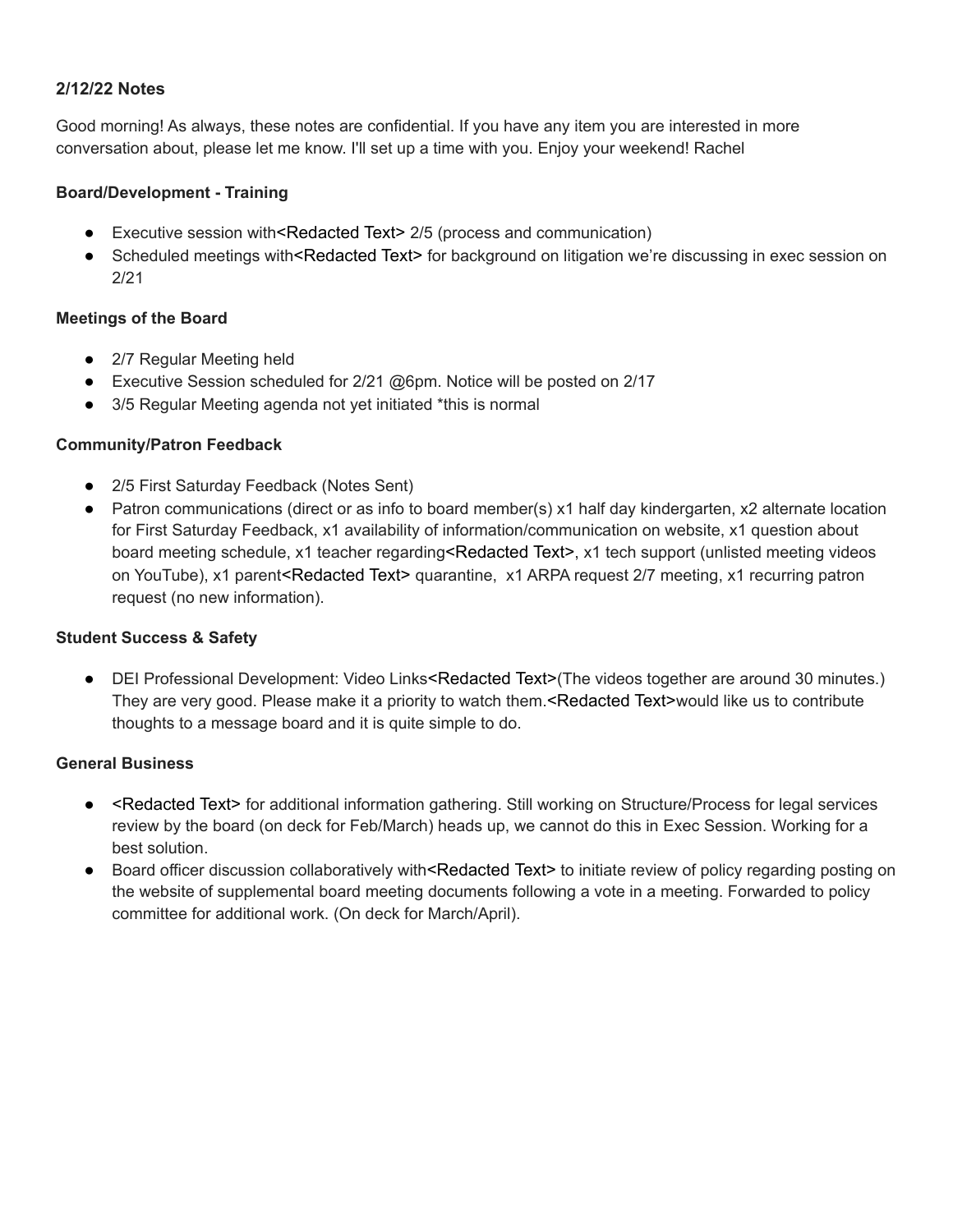**2/12/22 Notes**

Good morning! As always, these notes are confidential. If you have any item you are interested in more conversation about, please let me know. I'll set up a time with you. Enjoy your weekend! Rachel

**Board/Development - Training**

- Executive session with<Redacted Text> 2/5 (process and communication)
- Scheduled meetings with<Redacted Text> for background on litigation we're discussing in exec session on 2/21

**Meetings of the Board**

- 2/7 Regular Meeting held
- Executive Session scheduled for 2/21 @6pm. Notice will be posted on 2/17
- 3/5 Regular Meeting agenda not yet initiated *this is normal

**Community/Patron Feedback**

- 2/5 First Saturday Feedback (Notes Sent)
- Patron communications (direct or as info to board member(s) x1 half day kindergarten, x2 alternate location for First Saturday Feedback, x1 availability of information/communication on website, x1 question about board meeting schedule, x1 teacher regarding<Redacted Text>, x1 tech support (unlisted meeting videos on YouTube), x1 parent<Redacted Text> quarantine, x1 ARPA request 2/7 meeting, x1 recurring patron request (no new information).

**Student Success & Safety**

- DEI Professional Development: Video Links<Redacted Text>(The videos together are around 30 minutes.) They are very good. Please make it a priority to watch them.<Redacted Text>would like us to contribute thoughts to a message board and it is quite simple to do.

**General Business**

- <Redacted Text> for additional information gathering. Still working on Structure/Process for legal services review by the board (on deck for Feb/March) heads up, we cannot do this in Exec Session. Working for a best solution.
- Board officer discussion collaboratively with<Redacted Text> to initiate review of policy regarding posting on the website of supplemental board meeting documents following a vote in a meeting. Forwarded to policy committee for additional work. (On deck for March/April).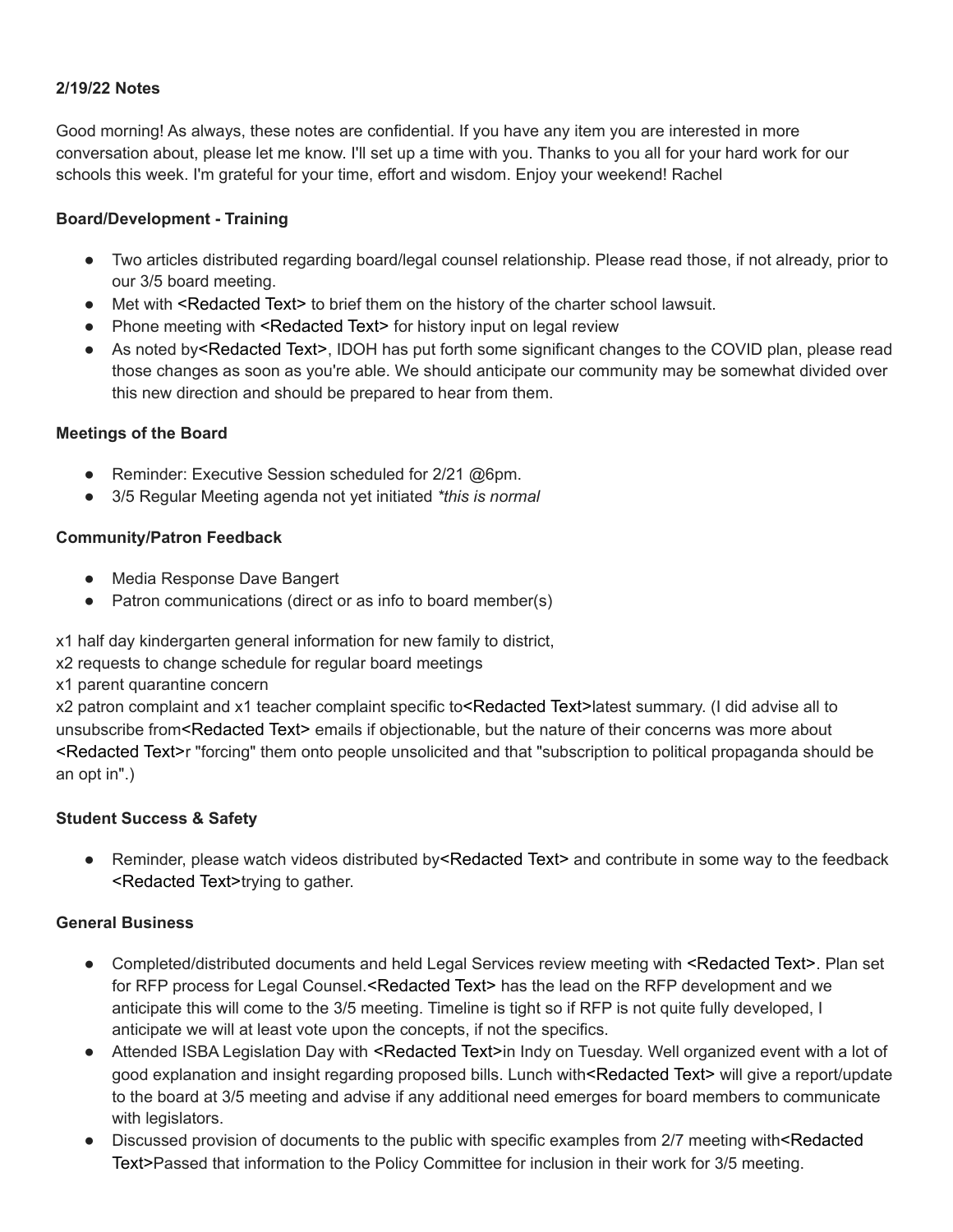**2/19/22 Notes**

Good morning! As always, these notes are confidential. If you have any item you are interested in more conversation about, please let me know. I'll set up a time with you. Thanks to you all for your hard work for our schools this week. I'm grateful for your time, effort and wisdom. Enjoy your weekend! Rachel

**Board/Development - Training**

- Two articles distributed regarding board/legal counsel relationship. Please read those, if not already, prior to our 3/5 board meeting.
- Met with <Redacted Text> to brief them on the history of the charter school lawsuit.
- Phone meeting with <Redacted Text> for history input on legal review
- As noted by<Redacted Text>, IDOH has put forth some significant changes to the COVID plan, please read those changes as soon as you're able. We should anticipate our community may be somewhat divided over this new direction and should be prepared to hear from them.

**Meetings of the Board**

- Reminder: Executive Session scheduled for 2/21 @6pm.
- 3/5 Regular Meeting agenda not yet initiated *\*this is normal*

**Community/Patron Feedback**

- Media Response Dave Bangert
- Patron communications (direct or as info to board member(s)

x1 half day kindergarten general information for new family to district,
x2 requests to change schedule for regular board meetings
x1 parent quarantine concern
x2 patron complaint and x1 teacher complaint specific to<Redacted Text>latest summary. (I did advise all to unsubscribe from<Redacted Text> emails if objectionable, but the nature of their concerns was more about <Redacted Text>r "forcing" them onto people unsolicited and that "subscription to political propaganda should be an opt in".)

**Student Success & Safety**

- Reminder, please watch videos distributed by<Redacted Text> and contribute in some way to the feedback <Redacted Text>trying to gather.

**General Business**

- Completed/distributed documents and held Legal Services review meeting with <Redacted Text>. Plan set for RFP process for Legal Counsel.<Redacted Text> has the lead on the RFP development and we anticipate this will come to the 3/5 meeting. Timeline is tight so if RFP is not quite fully developed, I anticipate we will at least vote upon the concepts, if not the specifics.
- Attended ISBA Legislation Day with <Redacted Text>in Indy on Tuesday. Well organized event with a lot of good explanation and insight regarding proposed bills. Lunch with<Redacted Text> will give a report/update to the board at 3/5 meeting and advise if any additional need emerges for board members to communicate with legislators.
- Discussed provision of documents to the public with specific examples from 2/7 meeting with<Redacted Text>Passed that information to the Policy Committee for inclusion in their work for 3/5 meeting.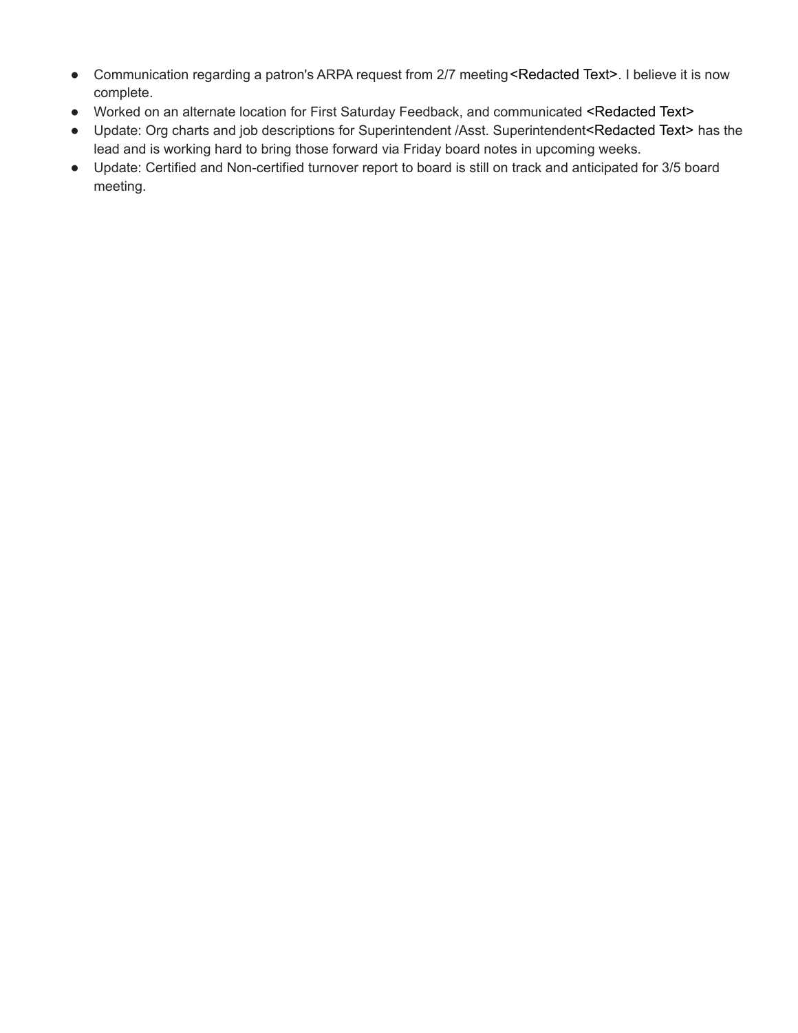- Communication regarding a patron's ARPA request from 2/7 meeting<Redacted Text>. I believe it is now complete.
- Worked on an alternate location for First Saturday Feedback, and communicated <Redacted Text>
- Update: Org charts and job descriptions for Superintendent /Asst. Superintendent<Redacted Text> has the lead and is working hard to bring those forward via Friday board notes in upcoming weeks.
- Update: Certified and Non-certified turnover report to board is still on track and anticipated for 3/5 board meeting.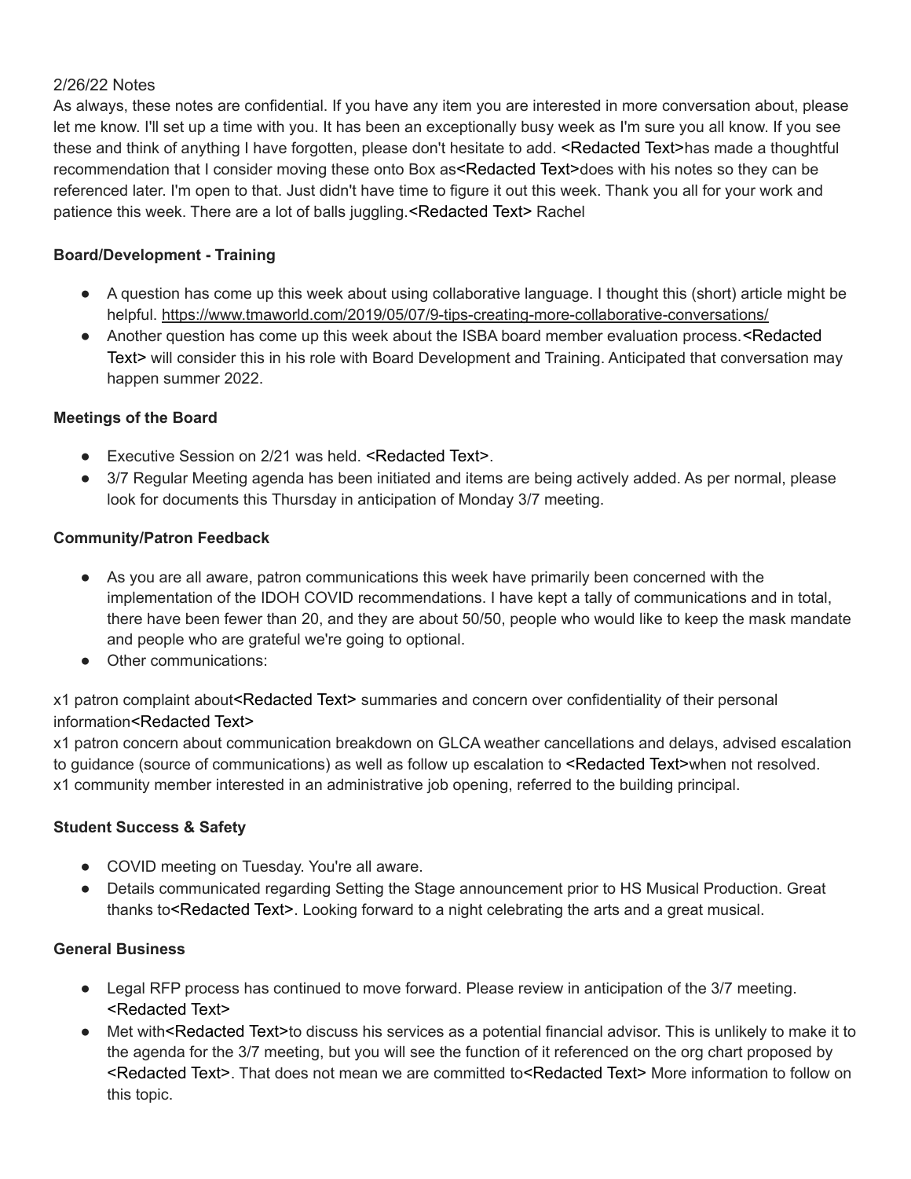2/26/22 Notes

As always, these notes are confidential. If you have any item you are interested in more conversation about, please let me know. I'll set up a time with you. It has been an exceptionally busy week as I'm sure you all know. If you see these and think of anything I have forgotten, please don't hesitate to add. <Redacted Text>has made a thoughtful recommendation that I consider moving these onto Box as<Redacted Text>does with his notes so they can be referenced later. I'm open to that. Just didn't have time to figure it out this week. Thank you all for your work and patience this week. There are a lot of balls juggling.<Redacted Text> Rachel

**Board/Development - Training**

- A question has come up this week about using collaborative language. I thought this (short) article might be helpful. https://www.tmaworld.com/2019/05/07/9-tips-creating-more-collaborative-conversations/
- Another question has come up this week about the ISBA board member evaluation process.<Redacted Text> will consider this in his role with Board Development and Training. Anticipated that conversation may happen summer 2022.

**Meetings of the Board**

- Executive Session on 2/21 was held. <Redacted Text>.
- 3/7 Regular Meeting agenda has been initiated and items are being actively added. As per normal, please look for documents this Thursday in anticipation of Monday 3/7 meeting.

**Community/Patron Feedback**

- As you are all aware, patron communications this week have primarily been concerned with the implementation of the IDOH COVID recommendations. I have kept a tally of communications and in total, there have been fewer than 20, and they are about 50/50, people who would like to keep the mask mandate and people who are grateful we're going to optional.
- Other communications:

x1 patron complaint about<Redacted Text> summaries and concern over confidentiality of their personal information<Redacted Text>
x1 patron concern about communication breakdown on GLCA weather cancellations and delays, advised escalation to guidance (source of communications) as well as follow up escalation to <Redacted Text>when not resolved.
x1 community member interested in an administrative job opening, referred to the building principal.

**Student Success & Safety**

- COVID meeting on Tuesday. You're all aware.
- Details communicated regarding Setting the Stage announcement prior to HS Musical Production. Great thanks to<Redacted Text>. Looking forward to a night celebrating the arts and a great musical.

**General Business**

- Legal RFP process has continued to move forward. Please review in anticipation of the 3/7 meeting. <Redacted Text>
- Met with<Redacted Text>to discuss his services as a potential financial advisor. This is unlikely to make it to the agenda for the 3/7 meeting, but you will see the function of it referenced on the org chart proposed by <Redacted Text>. That does not mean we are committed to<Redacted Text> More information to follow on this topic.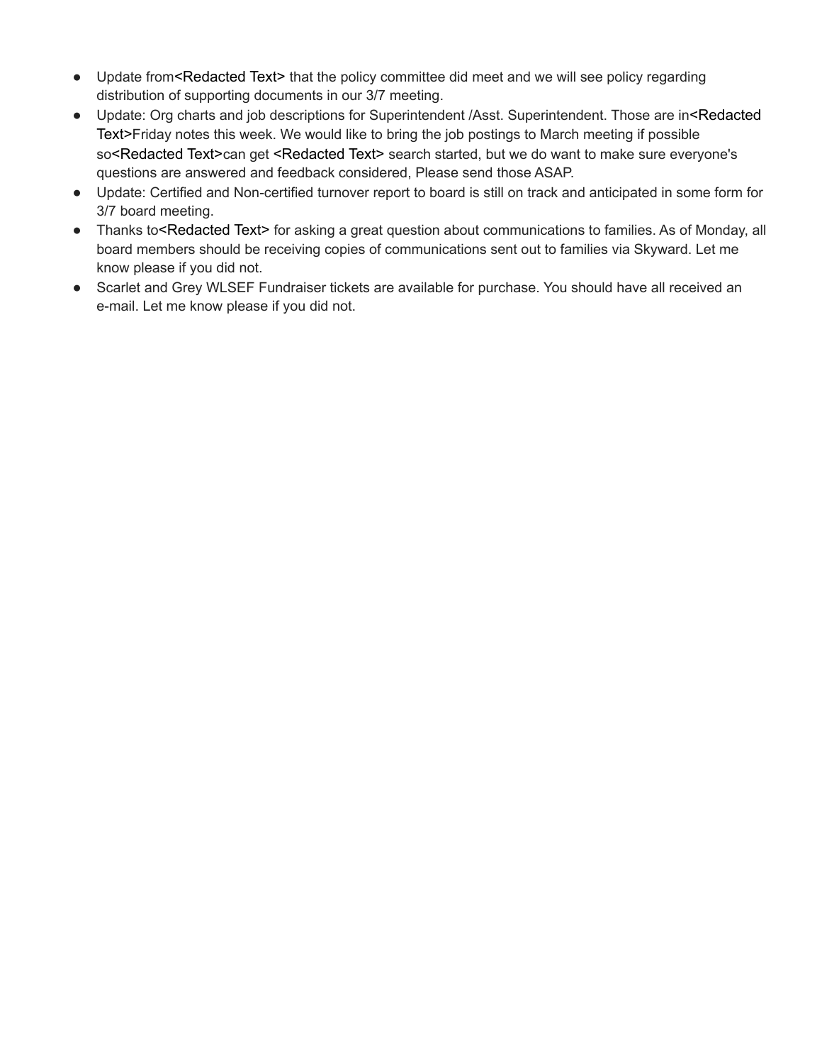- Update from<Redacted Text> that the policy committee did meet and we will see policy regarding distribution of supporting documents in our 3/7 meeting.
- Update: Org charts and job descriptions for Superintendent /Asst. Superintendent. Those are in<Redacted Text>Friday notes this week. We would like to bring the job postings to March meeting if possible so<Redacted Text>can get <Redacted Text> search started, but we do want to make sure everyone's questions are answered and feedback considered, Please send those ASAP.
- Update: Certified and Non-certified turnover report to board is still on track and anticipated in some form for 3/7 board meeting.
- Thanks to<Redacted Text> for asking a great question about communications to families. As of Monday, all board members should be receiving copies of communications sent out to families via Skyward. Let me know please if you did not.
- Scarlet and Grey WLSEF Fundraiser tickets are available for purchase. You should have all received an e-mail. Let me know please if you did not.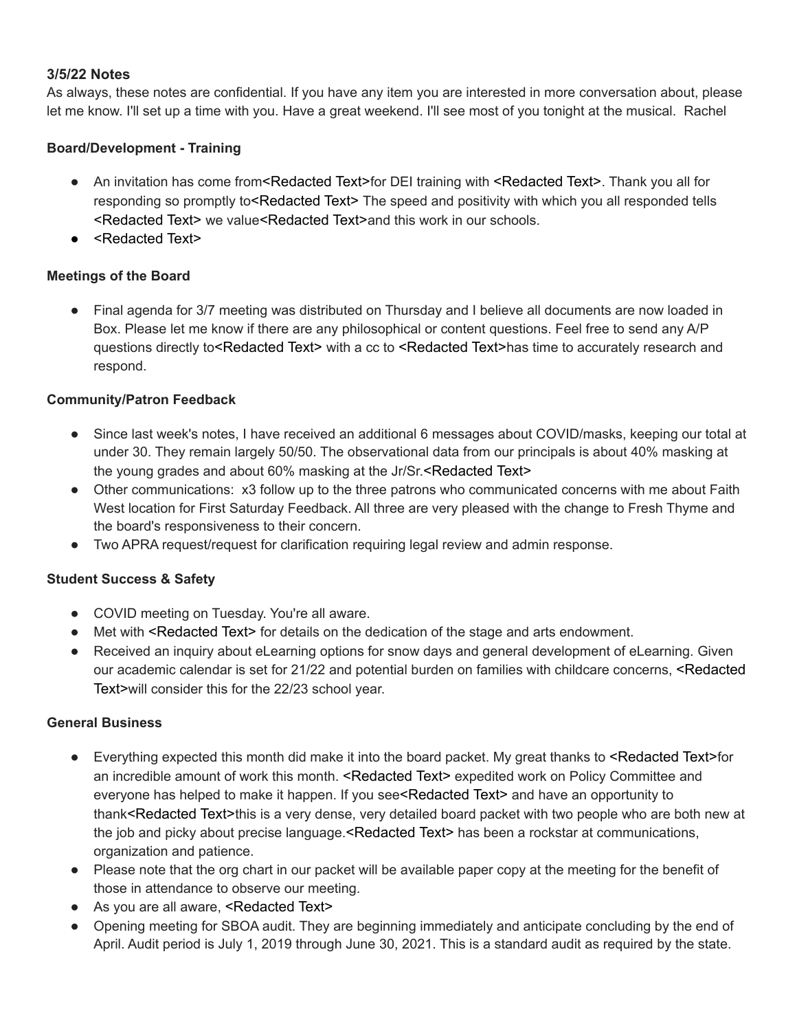**3/5/22 Notes**

As always, these notes are confidential. If you have any item you are interested in more conversation about, please let me know. I'll set up a time with you. Have a great weekend. I'll see most of you tonight at the musical. Rachel

**Board/Development - Training**

- An invitation has come from<Redacted Text>for DEI training with <Redacted Text>. Thank you all for responding so promptly to<Redacted Text> The speed and positivity with which you all responded tells <Redacted Text> we value<Redacted Text>and this work in our schools.
- <Redacted Text>

**Meetings of the Board**

- Final agenda for 3/7 meeting was distributed on Thursday and I believe all documents are now loaded in Box. Please let me know if there are any philosophical or content questions. Feel free to send any A/P questions directly to<Redacted Text> with a cc to <Redacted Text>has time to accurately research and respond.

**Community/Patron Feedback**

- Since last week's notes, I have received an additional 6 messages about COVID/masks, keeping our total at under 30. They remain largely 50/50. The observational data from our principals is about 40% masking at the young grades and about 60% masking at the Jr/Sr.<Redacted Text>
- Other communications: x3 follow up to the three patrons who communicated concerns with me about Faith West location for First Saturday Feedback. All three are very pleased with the change to Fresh Thyme and the board's responsiveness to their concern.
- Two APRA request/request for clarification requiring legal review and admin response.

**Student Success & Safety**

- COVID meeting on Tuesday. You're all aware.
- Met with <Redacted Text> for details on the dedication of the stage and arts endowment.
- Received an inquiry about eLearning options for snow days and general development of eLearning. Given our academic calendar is set for 21/22 and potential burden on families with childcare concerns, <Redacted Text>will consider this for the 22/23 school year.

**General Business**

- Everything expected this month did make it into the board packet. My great thanks to <Redacted Text>for an incredible amount of work this month. <Redacted Text> expedited work on Policy Committee and everyone has helped to make it happen. If you see<Redacted Text> and have an opportunity to thank<Redacted Text>this is a very dense, very detailed board packet with two people who are both new at the job and picky about precise language.<Redacted Text> has been a rockstar at communications, organization and patience.
- Please note that the org chart in our packet will be available paper copy at the meeting for the benefit of those in attendance to observe our meeting.
- As you are all aware, <Redacted Text>
- Opening meeting for SBOA audit. They are beginning immediately and anticipate concluding by the end of April. Audit period is July 1, 2019 through June 30, 2021. This is a standard audit as required by the state.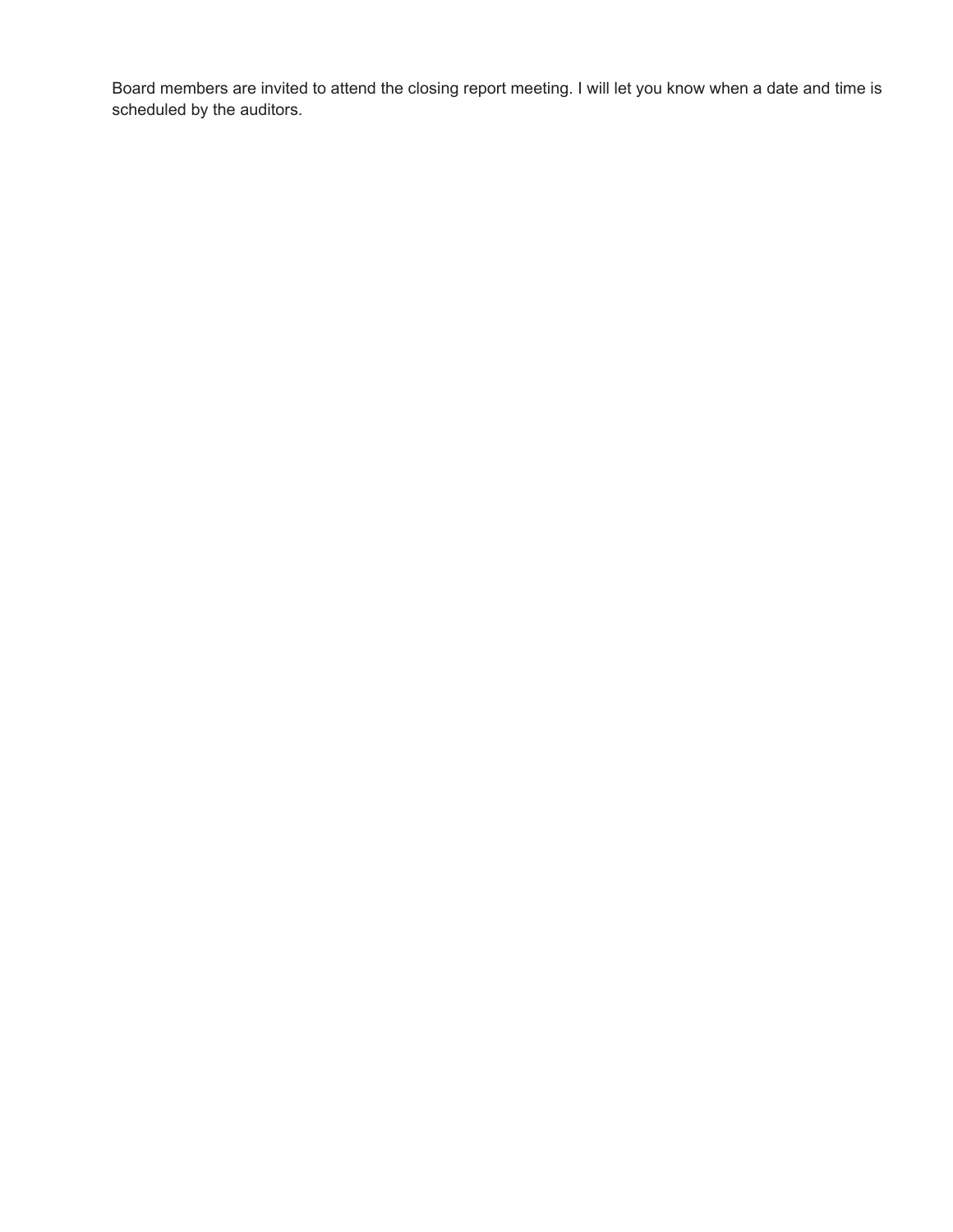Board members are invited to attend the closing report meeting. I will let you know when a date and time is scheduled by the auditors.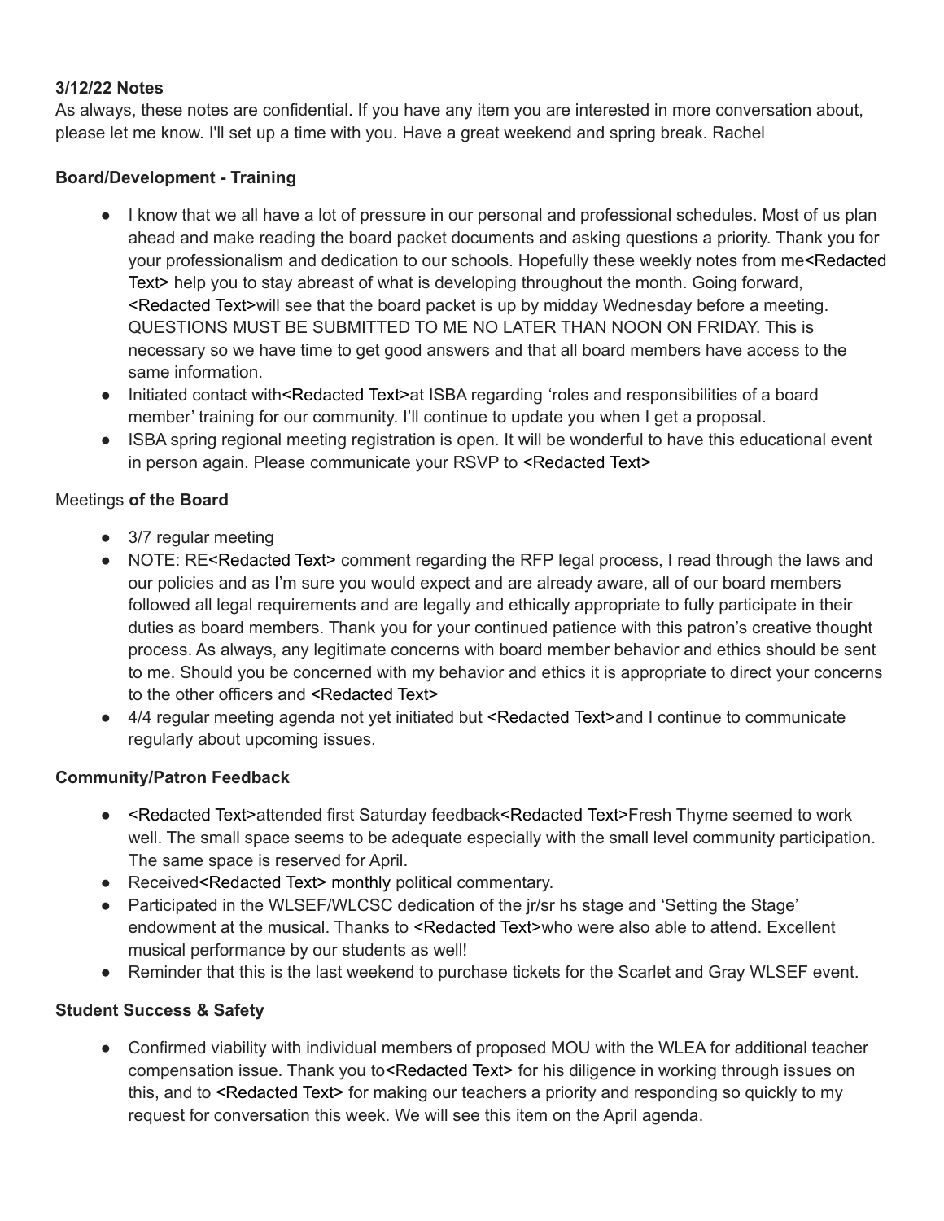**3/12/22 Notes**

As always, these notes are confidential. If you have any item you are interested in more conversation about, please let me know. I'll set up a time with you. Have a great weekend and spring break. Rachel

**Board/Development - Training**

- I know that we all have a lot of pressure in our personal and professional schedules. Most of us plan ahead and make reading the board packet documents and asking questions a priority. Thank you for your professionalism and dedication to our schools. Hopefully these weekly notes from me<Redacted Text> help you to stay abreast of what is developing throughout the month. Going forward, <Redacted Text>will see that the board packet is up by midday Wednesday before a meeting. QUESTIONS MUST BE SUBMITTED TO ME NO LATER THAN NOON ON FRIDAY. This is necessary so we have time to get good answers and that all board members have access to the same information.
- Initiated contact with<Redacted Text>at ISBA regarding 'roles and responsibilities of a board member' training for our community. I'll continue to update you when I get a proposal.
- ISBA spring regional meeting registration is open. It will be wonderful to have this educational event in person again. Please communicate your RSVP to <Redacted Text>

Meetings **of the Board**

- 3/7 regular meeting
- NOTE: RE<Redacted Text> comment regarding the RFP legal process, I read through the laws and our policies and as I'm sure you would expect and are already aware, all of our board members followed all legal requirements and are legally and ethically appropriate to fully participate in their duties as board members. Thank you for your continued patience with this patron's creative thought process. As always, any legitimate concerns with board member behavior and ethics should be sent to me. Should you be concerned with my behavior and ethics it is appropriate to direct your concerns to the other officers and <Redacted Text>
- 4/4 regular meeting agenda not yet initiated but <Redacted Text>and I continue to communicate regularly about upcoming issues.

**Community/Patron Feedback**

- <Redacted Text>attended first Saturday feedback<Redacted Text>Fresh Thyme seemed to work well. The small space seems to be adequate especially with the small level community participation. The same space is reserved for April.
- Received<Redacted Text> monthly political commentary.
- Participated in the WLSEF/WLCSC dedication of the jr/sr hs stage and 'Setting the Stage' endowment at the musical. Thanks to <Redacted Text>who were also able to attend. Excellent musical performance by our students as well!
- Reminder that this is the last weekend to purchase tickets for the Scarlet and Gray WLSEF event.

**Student Success & Safety**

- Confirmed viability with individual members of proposed MOU with the WLEA for additional teacher compensation issue. Thank you to<Redacted Text> for his diligence in working through issues on this, and to <Redacted Text> for making our teachers a priority and responding so quickly to my request for conversation this week. We will see this item on the April agenda.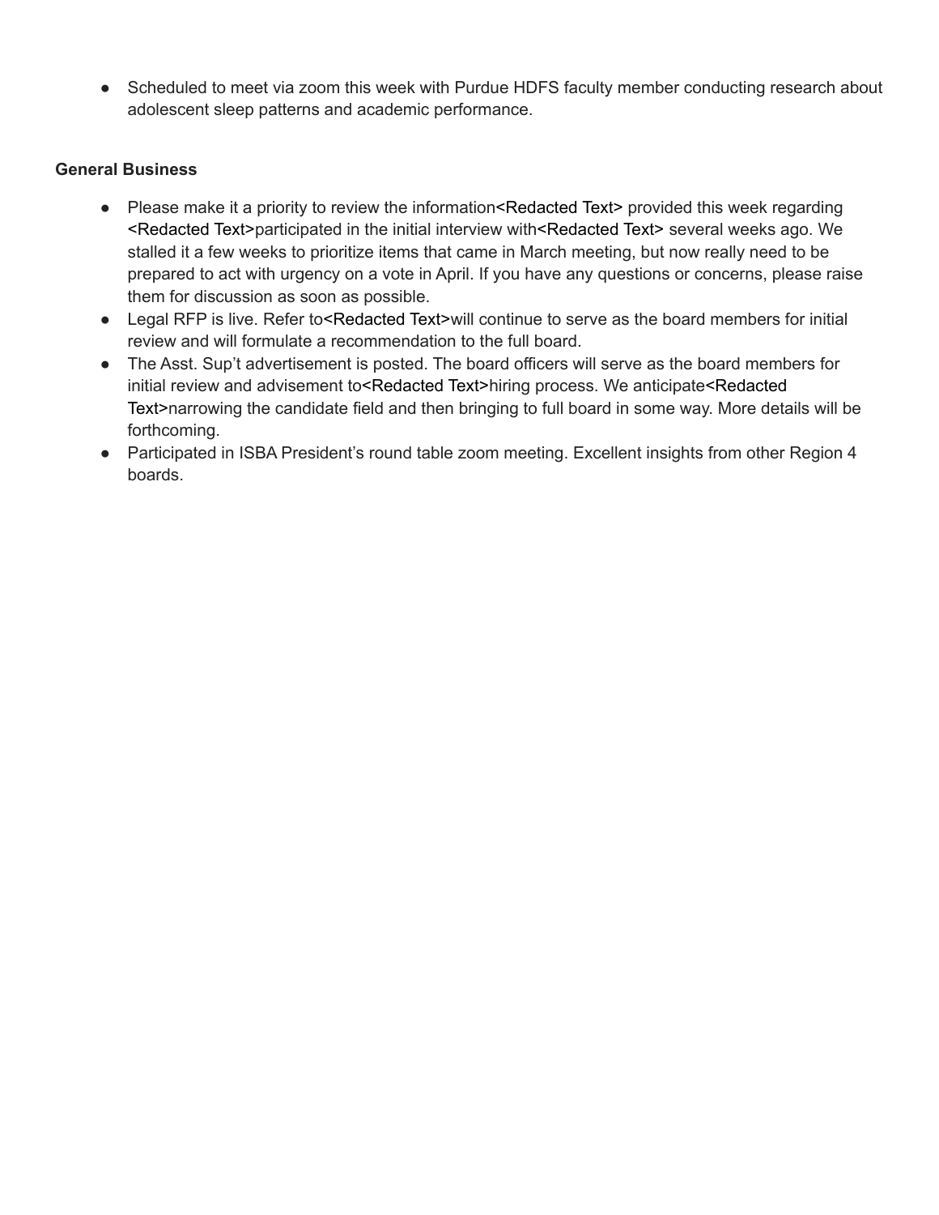- Scheduled to meet via zoom this week with Purdue HDFS faculty member conducting research about adolescent sleep patterns and academic performance.

**General Business**

- Please make it a priority to review the information<Redacted Text> provided this week regarding <Redacted Text>participated in the initial interview with<Redacted Text> several weeks ago. We stalled it a few weeks to prioritize items that came in March meeting, but now really need to be prepared to act with urgency on a vote in April. If you have any questions or concerns, please raise them for discussion as soon as possible.
- Legal RFP is live. Refer to<Redacted Text>will continue to serve as the board members for initial review and will formulate a recommendation to the full board.
- The Asst. Sup't advertisement is posted. The board officers will serve as the board members for initial review and advisement to<Redacted Text>hiring process. We anticipate<Redacted Text>narrowing the candidate field and then bringing to full board in some way. More details will be forthcoming.
- Participated in ISBA President's round table zoom meeting. Excellent insights from other Region 4 boards.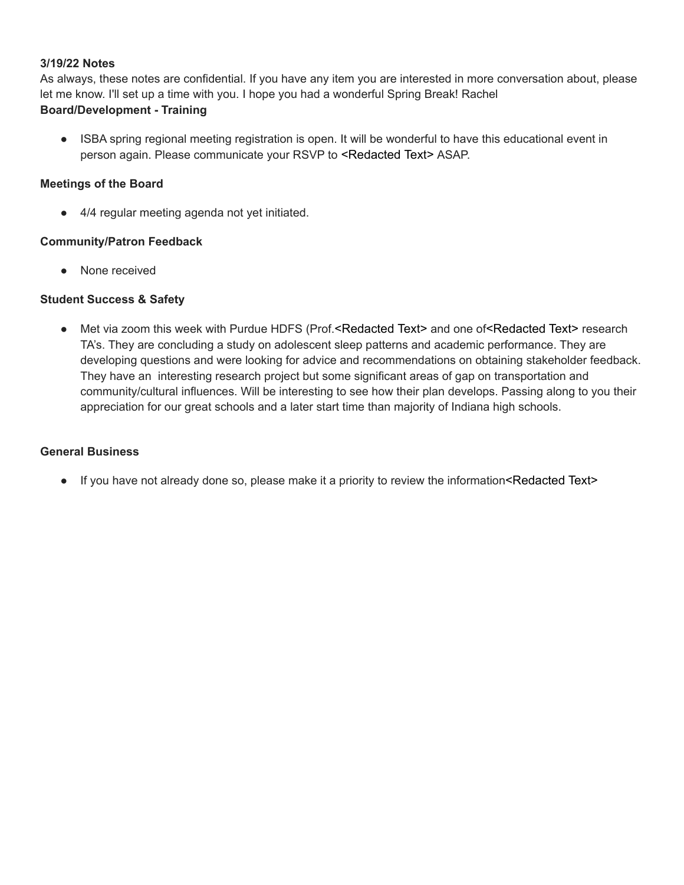**3/19/22 Notes**

As always, these notes are confidential. If you have any item you are interested in more conversation about, please let me know. I'll set up a time with you. I hope you had a wonderful Spring Break! Rachel

**Board/Development - Training**

- ISBA spring regional meeting registration is open. It will be wonderful to have this educational event in person again. Please communicate your RSVP to <Redacted Text> ASAP.

**Meetings of the Board**

- 4/4 regular meeting agenda not yet initiated.

**Community/Patron Feedback**

- None received

**Student Success & Safety**

- Met via zoom this week with Purdue HDFS (Prof.<Redacted Text> and one of<Redacted Text> research TA's. They are concluding a study on adolescent sleep patterns and academic performance. They are developing questions and were looking for advice and recommendations on obtaining stakeholder feedback. They have an interesting research project but some significant areas of gap on transportation and community/cultural influences. Will be interesting to see how their plan develops. Passing along to you their appreciation for our great schools and a later start time than majority of Indiana high schools.

**General Business**

- If you have not already done so, please make it a priority to review the information<Redacted Text>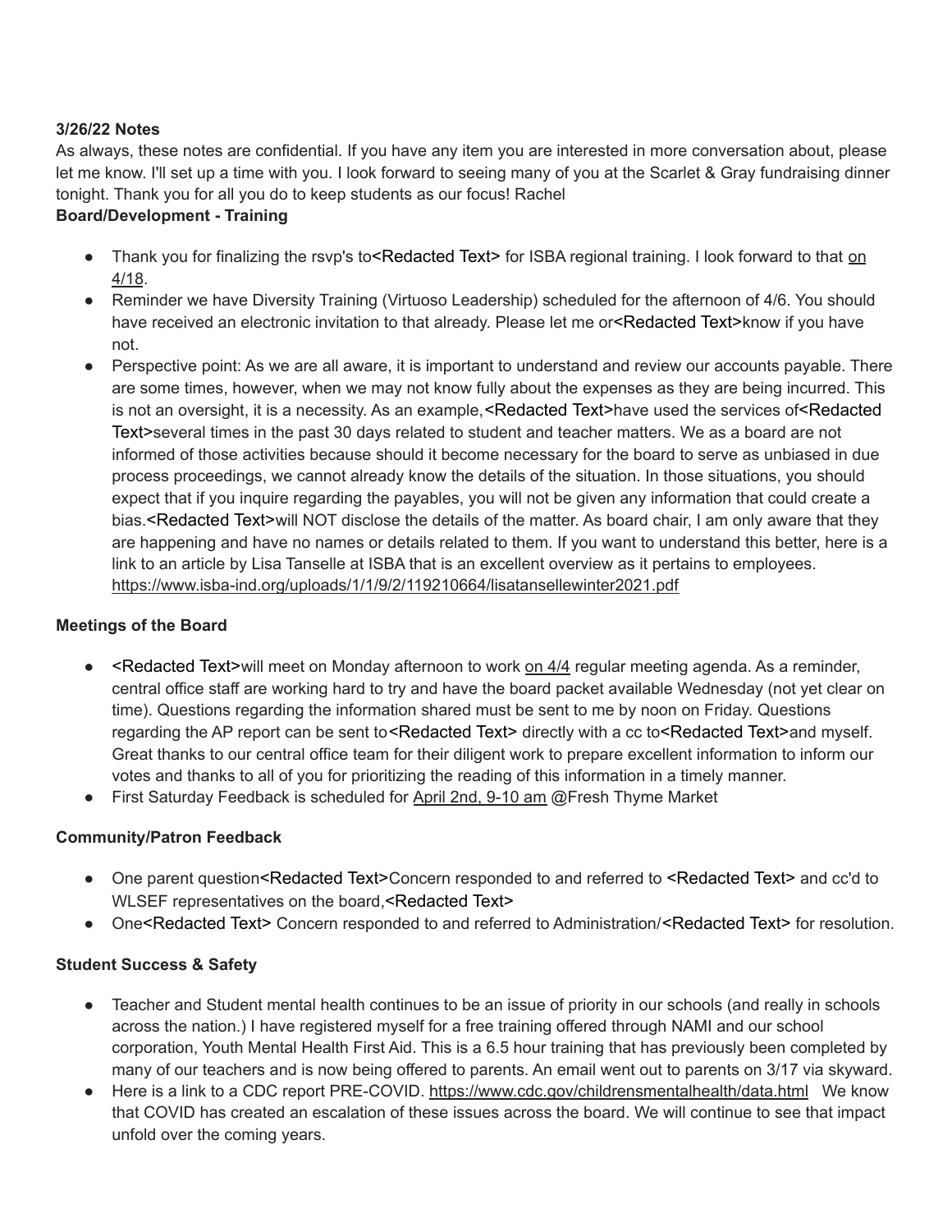**3/26/22 Notes**

As always, these notes are confidential. If you have any item you are interested in more conversation about, please let me know. I'll set up a time with you. I look forward to seeing many of you at the Scarlet & Gray fundraising dinner tonight. Thank you for all you do to keep students as our focus! Rachel

**Board/Development - Training**

- Thank you for finalizing the rsvp's to<Redacted Text> for ISBA regional training. I look forward to that on 4/18.
- Reminder we have Diversity Training (Virtuoso Leadership) scheduled for the afternoon of 4/6. You should have received an electronic invitation to that already. Please let me or<Redacted Text>know if you have not.
- Perspective point: As we are all aware, it is important to understand and review our accounts payable. There are some times, however, when we may not know fully about the expenses as they are being incurred. This is not an oversight, it is a necessity. As an example,<Redacted Text>have used the services of<Redacted Text>several times in the past 30 days related to student and teacher matters. We as a board are not informed of those activities because should it become necessary for the board to serve as unbiased in due process proceedings, we cannot already know the details of the situation. In those situations, you should expect that if you inquire regarding the payables, you will not be given any information that could create a bias.<Redacted Text>will NOT disclose the details of the matter. As board chair, I am only aware that they are happening and have no names or details related to them. If you want to understand this better, here is a link to an article by Lisa Tanselle at ISBA that is an excellent overview as it pertains to employees. https://www.isba-ind.org/uploads/1/1/9/2/119210664/lisatansellewinter2021.pdf

**Meetings of the Board**

- <Redacted Text>will meet on Monday afternoon to work on 4/4 regular meeting agenda. As a reminder, central office staff are working hard to try and have the board packet available Wednesday (not yet clear on time). Questions regarding the information shared must be sent to me by noon on Friday. Questions regarding the AP report can be sent to<Redacted Text> directly with a cc to<Redacted Text>and myself. Great thanks to our central office team for their diligent work to prepare excellent information to inform our votes and thanks to all of you for prioritizing the reading of this information in a timely manner.
- First Saturday Feedback is scheduled for April 2nd, 9-10 am @Fresh Thyme Market

**Community/Patron Feedback**

- One parent question<Redacted Text>Concern responded to and referred to <Redacted Text> and cc'd to WLSEF representatives on the board,<Redacted Text>
- One<Redacted Text> Concern responded to and referred to Administration/<Redacted Text> for resolution.

**Student Success & Safety**

- Teacher and Student mental health continues to be an issue of priority in our schools (and really in schools across the nation.) I have registered myself for a free training offered through NAMI and our school corporation, Youth Mental Health First Aid. This is a 6.5 hour training that has previously been completed by many of our teachers and is now being offered to parents. An email went out to parents on 3/17 via skyward.
- Here is a link to a CDC report PRE-COVID. https://www.cdc.gov/childrensmentalhealth/data.html We know that COVID has created an escalation of these issues across the board. We will continue to see that impact unfold over the coming years.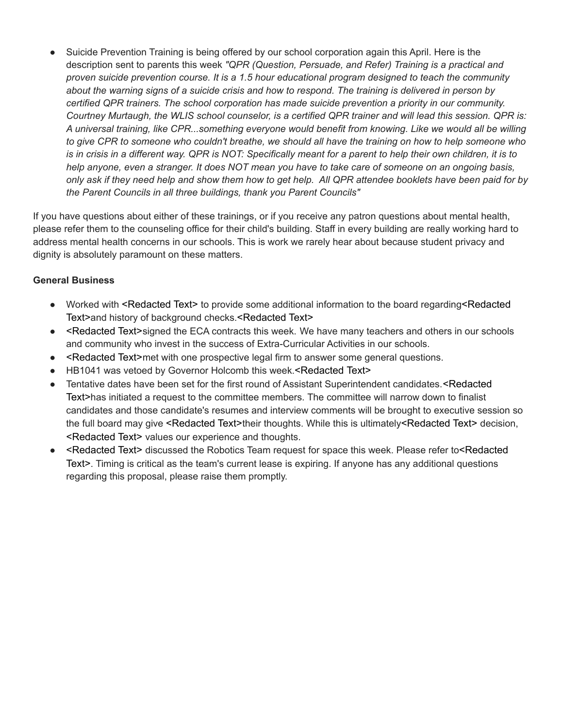- Suicide Prevention Training is being offered by our school corporation again this April. Here is the description sent to parents this week *"QPR (Question, Persuade, and Refer) Training is a practical and proven suicide prevention course. It is a 1.5 hour educational program designed to teach the community about the warning signs of a suicide crisis and how to respond. The training is delivered in person by certified QPR trainers. The school corporation has made suicide prevention a priority in our community. Courtney Murtaugh, the WLIS school counselor, is a certified QPR trainer and will lead this session. QPR is: A universal training, like CPR...something everyone would benefit from knowing. Like we would all be willing to give CPR to someone who couldn't breathe, we should all have the training on how to help someone who is in crisis in a different way. QPR is NOT: Specifically meant for a parent to help their own children, it is to help anyone, even a stranger. It does NOT mean you have to take care of someone on an ongoing basis, only ask if they need help and show them how to get help.  All QPR attendee booklets have been paid for by the Parent Councils in all three buildings, thank you Parent Councils"*

If you have questions about either of these trainings, or if you receive any patron questions about mental health, please refer them to the counseling office for their child's building. Staff in every building are really working hard to address mental health concerns in our schools. This is work we rarely hear about because student privacy and dignity is absolutely paramount on these matters.

**General Business**

- Worked with <Redacted Text> to provide some additional information to the board regarding<Redacted Text>and history of background checks.<Redacted Text>
- <Redacted Text>signed the ECA contracts this week. We have many teachers and others in our schools and community who invest in the success of Extra-Curricular Activities in our schools.
- <Redacted Text>met with one prospective legal firm to answer some general questions.
- HB1041 was vetoed by Governor Holcomb this week.<Redacted Text>
- Tentative dates have been set for the first round of Assistant Superintendent candidates.<Redacted Text>has initiated a request to the committee members. The committee will narrow down to finalist candidates and those candidate's resumes and interview comments will be brought to executive session so the full board may give <Redacted Text>their thoughts. While this is ultimately<Redacted Text> decision, <Redacted Text> values our experience and thoughts.
- <Redacted Text> discussed the Robotics Team request for space this week. Please refer to<Redacted Text>. Timing is critical as the team's current lease is expiring. If anyone has any additional questions regarding this proposal, please raise them promptly.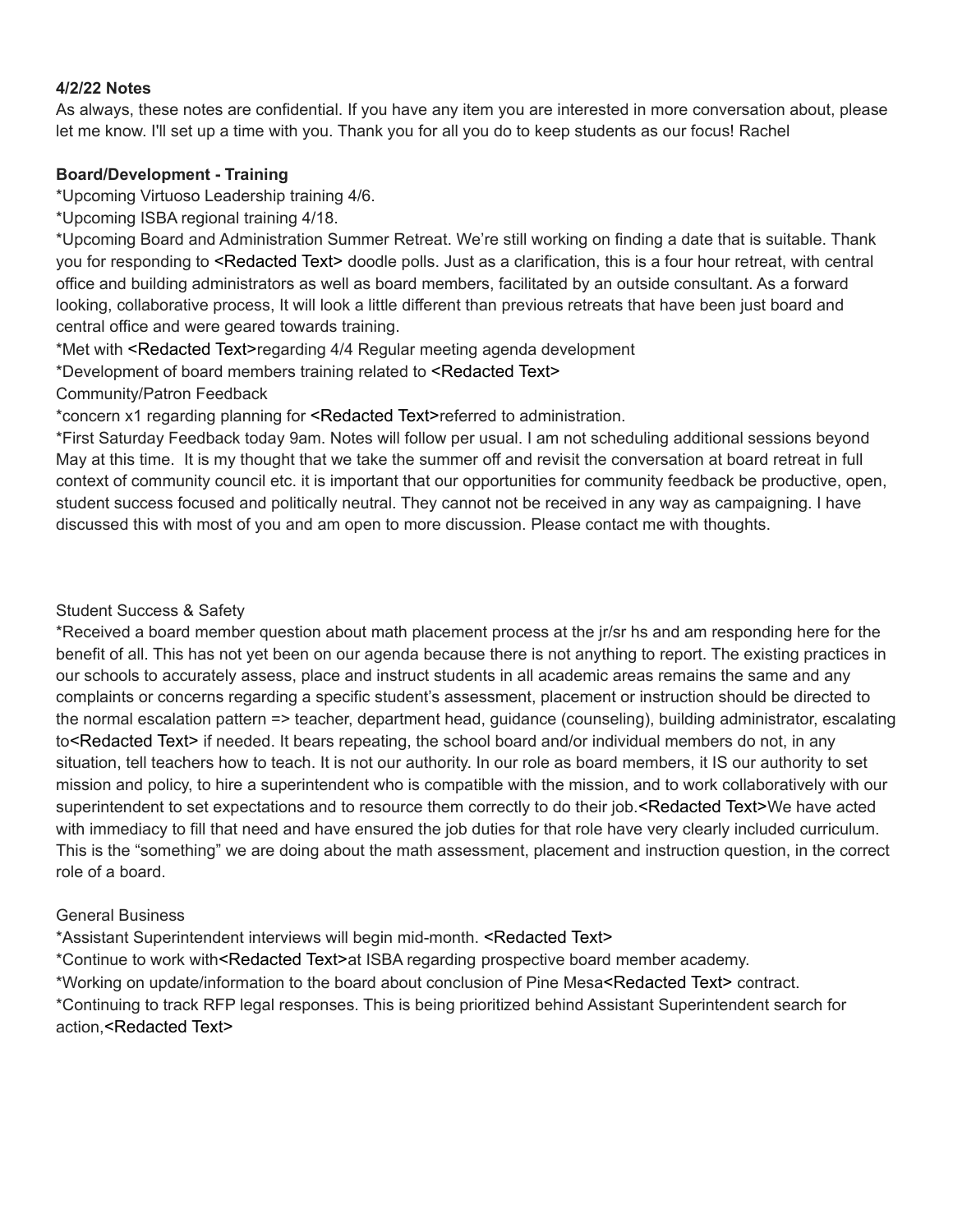**4/2/22 Notes**

As always, these notes are confidential. If you have any item you are interested in more conversation about, please let me know. I'll set up a time with you. Thank you for all you do to keep students as our focus! Rachel

**Board/Development - Training**

*Upcoming Virtuoso Leadership training 4/6.

*Upcoming ISBA regional training 4/18.

*Upcoming Board and Administration Summer Retreat. We're still working on finding a date that is suitable. Thank you for responding to <Redacted Text> doodle polls. Just as a clarification, this is a four hour retreat, with central office and building administrators as well as board members, facilitated by an outside consultant. As a forward looking, collaborative process, It will look a little different than previous retreats that have been just board and central office and were geared towards training.

*Met with <Redacted Text>regarding 4/4 Regular meeting agenda development

*Development of board members training related to <Redacted Text>

Community/Patron Feedback

*concern x1 regarding planning for <Redacted Text>referred to administration.

*First Saturday Feedback today 9am. Notes will follow per usual. I am not scheduling additional sessions beyond May at this time. It is my thought that we take the summer off and revisit the conversation at board retreat in full context of community council etc. it is important that our opportunities for community feedback be productive, open, student success focused and politically neutral. They cannot not be received in any way as campaigning. I have discussed this with most of you and am open to more discussion. Please contact me with thoughts.

Student Success & Safety

*Received a board member question about math placement process at the jr/sr hs and am responding here for the benefit of all. This has not yet been on our agenda because there is not anything to report. The existing practices in our schools to accurately assess, place and instruct students in all academic areas remains the same and any complaints or concerns regarding a specific student's assessment, placement or instruction should be directed to the normal escalation pattern => teacher, department head, guidance (counseling), building administrator, escalating to<Redacted Text> if needed. It bears repeating, the school board and/or individual members do not, in any situation, tell teachers how to teach. It is not our authority. In our role as board members, it IS our authority to set mission and policy, to hire a superintendent who is compatible with the mission, and to work collaboratively with our superintendent to set expectations and to resource them correctly to do their job.<Redacted Text>We have acted with immediacy to fill that need and have ensured the job duties for that role have very clearly included curriculum. This is the "something" we are doing about the math assessment, placement and instruction question, in the correct role of a board.

General Business

*Assistant Superintendent interviews will begin mid-month. <Redacted Text>

*Continue to work with<Redacted Text>at ISBA regarding prospective board member academy.

*Working on update/information to the board about conclusion of Pine Mesa<Redacted Text> contract.

*Continuing to track RFP legal responses. This is being prioritized behind Assistant Superintendent search for action,<Redacted Text>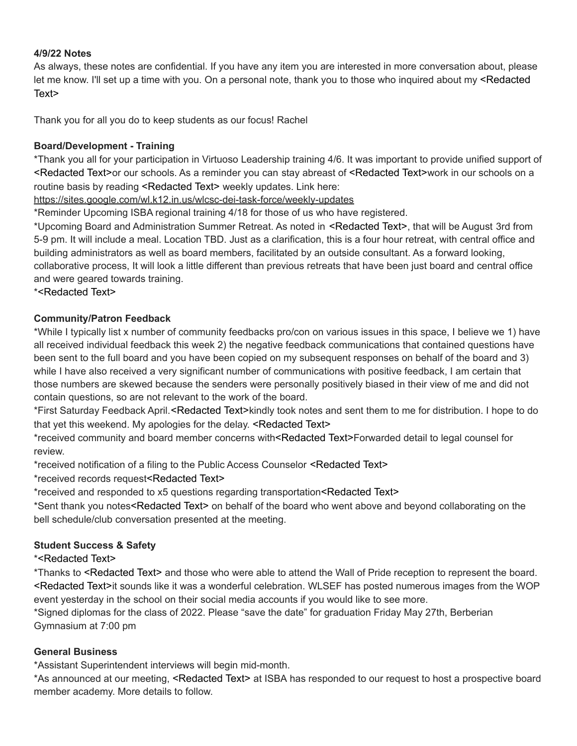**4/9/22 Notes**

As always, these notes are confidential. If you have any item you are interested in more conversation about, please let me know. I'll set up a time with you. On a personal note, thank you to those who inquired about my <Redacted Text>

Thank you for all you do to keep students as our focus! Rachel

**Board/Development - Training**

*Thank you all for your participation in Virtuoso Leadership training 4/6. It was important to provide unified support of <Redacted Text>or our schools. As a reminder you can stay abreast of <Redacted Text>work in our schools on a routine basis by reading <Redacted Text> weekly updates. Link here: https://sites.google.com/wl.k12.in.us/wlcsc-dei-task-force/weekly-updates

*Reminder Upcoming ISBA regional training 4/18 for those of us who have registered.

*Upcoming Board and Administration Summer Retreat. As noted in <Redacted Text>, that will be August 3rd from 5-9 pm. It will include a meal. Location TBD. Just as a clarification, this is a four hour retreat, with central office and building administrators as well as board members, facilitated by an outside consultant. As a forward looking, collaborative process, It will look a little different than previous retreats that have been just board and central office and were geared towards training.

*<Redacted Text>

**Community/Patron Feedback**

*While I typically list x number of community feedbacks pro/con on various issues in this space, I believe we 1) have all received individual feedback this week 2) the negative feedback communications that contained questions have been sent to the full board and you have been copied on my subsequent responses on behalf of the board and 3) while I have also received a very significant number of communications with positive feedback, I am certain that those numbers are skewed because the senders were personally positively biased in their view of me and did not contain questions, so are not relevant to the work of the board.

*First Saturday Feedback April.<Redacted Text>kindly took notes and sent them to me for distribution. I hope to do that yet this weekend. My apologies for the delay. <Redacted Text>

*received community and board member concerns with<Redacted Text>Forwarded detail to legal counsel for review.

*received notification of a filing to the Public Access Counselor <Redacted Text>

*received records request<Redacted Text>

*received and responded to x5 questions regarding transportation<Redacted Text>

*Sent thank you notes<Redacted Text> on behalf of the board who went above and beyond collaborating on the bell schedule/club conversation presented at the meeting.

**Student Success & Safety**

*<Redacted Text>

*Thanks to <Redacted Text> and those who were able to attend the Wall of Pride reception to represent the board. <Redacted Text>it sounds like it was a wonderful celebration. WLSEF has posted numerous images from the WOP event yesterday in the school on their social media accounts if you would like to see more.

*Signed diplomas for the class of 2022. Please "save the date" for graduation Friday May 27th, Berberian Gymnasium at 7:00 pm

**General Business**

*Assistant Superintendent interviews will begin mid-month.

*As announced at our meeting, <Redacted Text> at ISBA has responded to our request to host a prospective board member academy. More details to follow.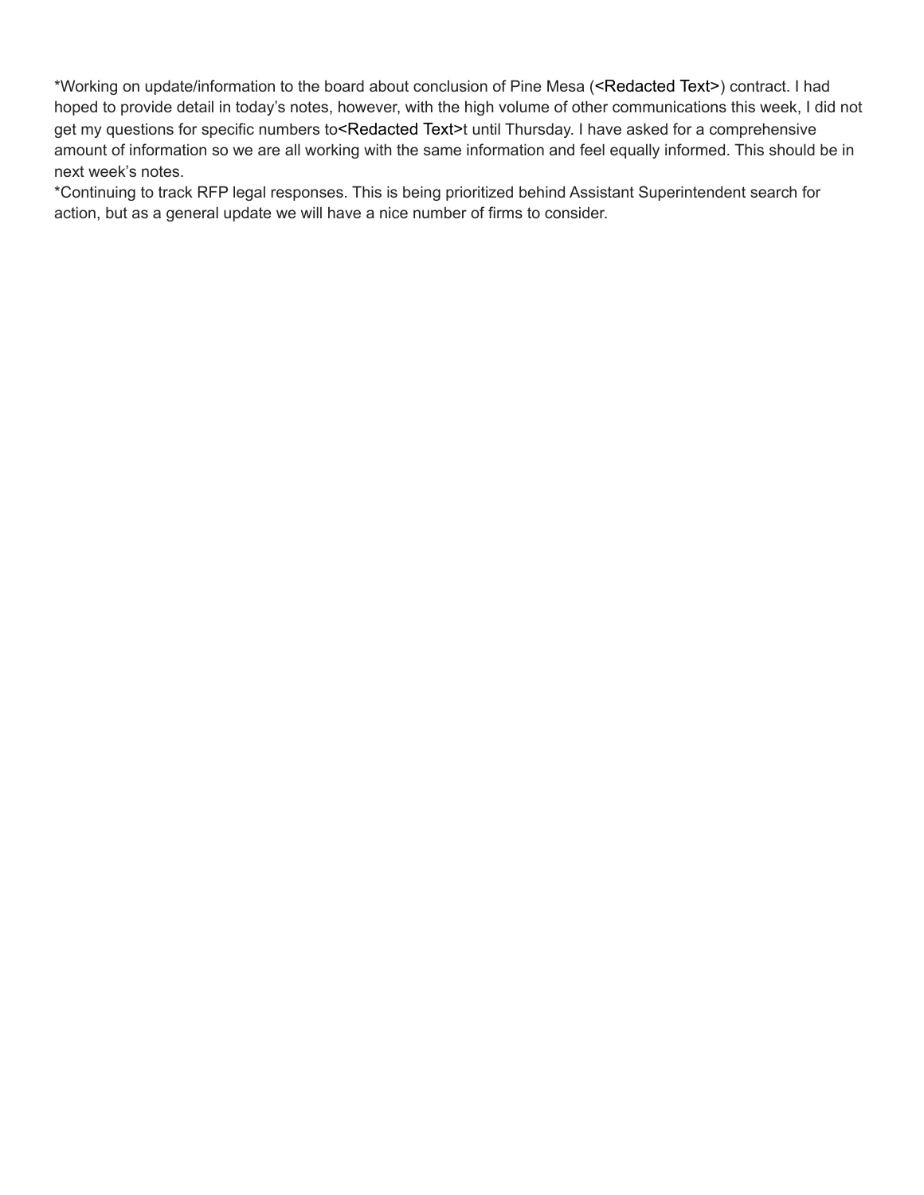*Working on update/information to the board about conclusion of Pine Mesa (<Redacted Text>) contract. I had hoped to provide detail in today's notes, however, with the high volume of other communications this week, I did not get my questions for specific numbers to<Redacted Text>t until Thursday. I have asked for a comprehensive amount of information so we are all working with the same information and feel equally informed. This should be in next week's notes.

*Continuing to track RFP legal responses. This is being prioritized behind Assistant Superintendent search for action, but as a general update we will have a nice number of firms to consider.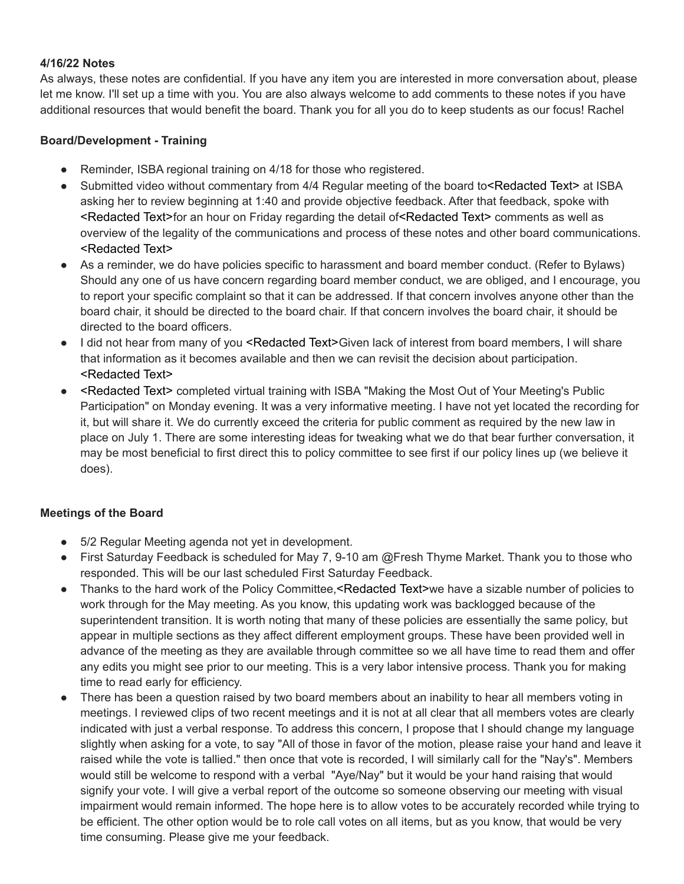**4/16/22 Notes**
As always, these notes are confidential. If you have any item you are interested in more conversation about, please let me know. I'll set up a time with you. You are also always welcome to add comments to these notes if you have additional resources that would benefit the board. Thank you for all you do to keep students as our focus! Rachel

**Board/Development - Training**

- Reminder, ISBA regional training on 4/18 for those who registered.
- Submitted video without commentary from 4/4 Regular meeting of the board to<Redacted Text> at ISBA asking her to review beginning at 1:40 and provide objective feedback. After that feedback, spoke with <Redacted Text>for an hour on Friday regarding the detail of<Redacted Text> comments as well as overview of the legality of the communications and process of these notes and other board communications. <Redacted Text>
- As a reminder, we do have policies specific to harassment and board member conduct. (Refer to Bylaws) Should any one of us have concern regarding board member conduct, we are obliged, and I encourage, you to report your specific complaint so that it can be addressed. If that concern involves anyone other than the board chair, it should be directed to the board chair. If that concern involves the board chair, it should be directed to the board officers.
- I did not hear from many of you <Redacted Text>Given lack of interest from board members, I will share that information as it becomes available and then we can revisit the decision about participation. <Redacted Text>
- <Redacted Text> completed virtual training with ISBA "Making the Most Out of Your Meeting's Public Participation" on Monday evening. It was a very informative meeting. I have not yet located the recording for it, but will share it. We do currently exceed the criteria for public comment as required by the new law in place on July 1. There are some interesting ideas for tweaking what we do that bear further conversation, it may be most beneficial to first direct this to policy committee to see first if our policy lines up (we believe it does).

**Meetings of the Board**

- 5/2 Regular Meeting agenda not yet in development.
- First Saturday Feedback is scheduled for May 7, 9-10 am @Fresh Thyme Market. Thank you to those who responded. This will be our last scheduled First Saturday Feedback.
- Thanks to the hard work of the Policy Committee,<Redacted Text>we have a sizable number of policies to work through for the May meeting. As you know, this updating work was backlogged because of the superintendent transition. It is worth noting that many of these policies are essentially the same policy, but appear in multiple sections as they affect different employment groups. These have been provided well in advance of the meeting as they are available through committee so we all have time to read them and offer any edits you might see prior to our meeting. This is a very labor intensive process. Thank you for making time to read early for efficiency.
- There has been a question raised by two board members about an inability to hear all members voting in meetings. I reviewed clips of two recent meetings and it is not at all clear that all members votes are clearly indicated with just a verbal response. To address this concern, I propose that I should change my language slightly when asking for a vote, to say "All of those in favor of the motion, please raise your hand and leave it raised while the vote is tallied." then once that vote is recorded, I will similarly call for the "Nay's". Members would still be welcome to respond with a verbal "Aye/Nay" but it would be your hand raising that would signify your vote. I will give a verbal report of the outcome so someone observing our meeting with visual impairment would remain informed. The hope here is to allow votes to be accurately recorded while trying to be efficient. The other option would be to role call votes on all items, but as you know, that would be very time consuming. Please give me your feedback.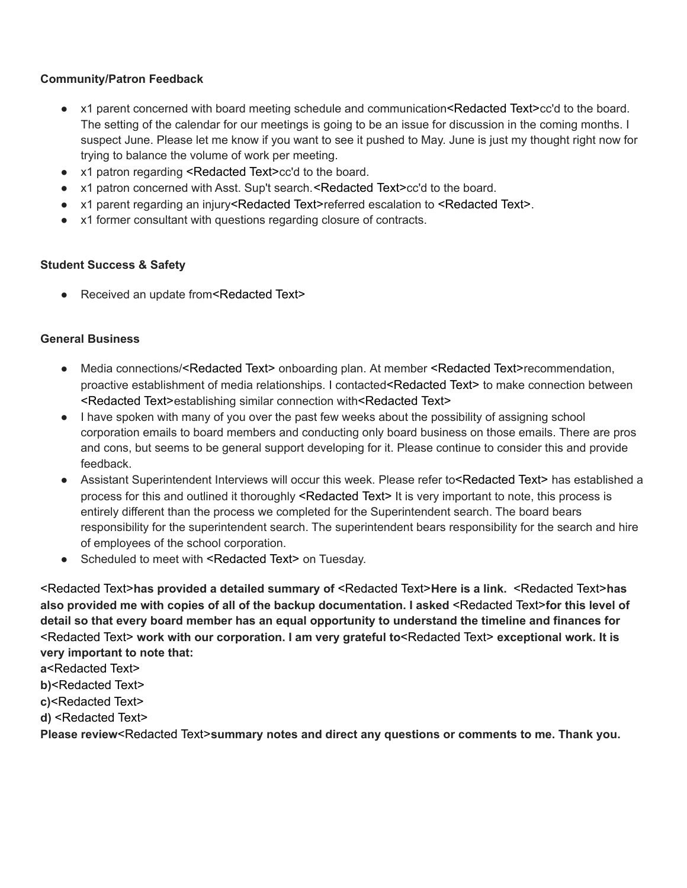**Community/Patron Feedback**

- x1 parent concerned with board meeting schedule and communication<Redacted Text>cc'd to the board. The setting of the calendar for our meetings is going to be an issue for discussion in the coming months. I suspect June. Please let me know if you want to see it pushed to May. June is just my thought right now for trying to balance the volume of work per meeting.
- x1 patron regarding <Redacted Text>cc'd to the board.
- x1 patron concerned with Asst. Sup't search.<Redacted Text>cc'd to the board.
- x1 parent regarding an injury<Redacted Text>referred escalation to <Redacted Text>.
- x1 former consultant with questions regarding closure of contracts.

**Student Success & Safety**

- Received an update from<Redacted Text>

**General Business**

- Media connections/<Redacted Text> onboarding plan. At member <Redacted Text>recommendation, proactive establishment of media relationships. I contacted<Redacted Text> to make connection between <Redacted Text>establishing similar connection with<Redacted Text>
- I have spoken with many of you over the past few weeks about the possibility of assigning school corporation emails to board members and conducting only board business on those emails. There are pros and cons, but seems to be general support developing for it. Please continue to consider this and provide feedback.
- Assistant Superintendent Interviews will occur this week. Please refer to<Redacted Text> has established a process for this and outlined it thoroughly <Redacted Text> It is very important to note, this process is entirely different than the process we completed for the Superintendent search. The board bears responsibility for the superintendent search. The superintendent bears responsibility for the search and hire of employees of the school corporation.
- Scheduled to meet with <Redacted Text> on Tuesday.

<Redacted Text>**has provided a detailed summary of** <Redacted Text>**Here is a link.** <Redacted Text>**has also provided me with copies of all of the backup documentation. I asked** <Redacted Text>**for this level of detail so that every board member has an equal opportunity to understand the timeline and finances for** <Redacted Text> **work with our corporation. I am very grateful to**<Redacted Text> **exceptional work. It is very important to note that:**
**a**<Redacted Text>
**b)**<Redacted Text>
**c)**<Redacted Text>
**d)** <Redacted Text>
**Please review**<Redacted Text>**summary notes and direct any questions or comments to me. Thank you.**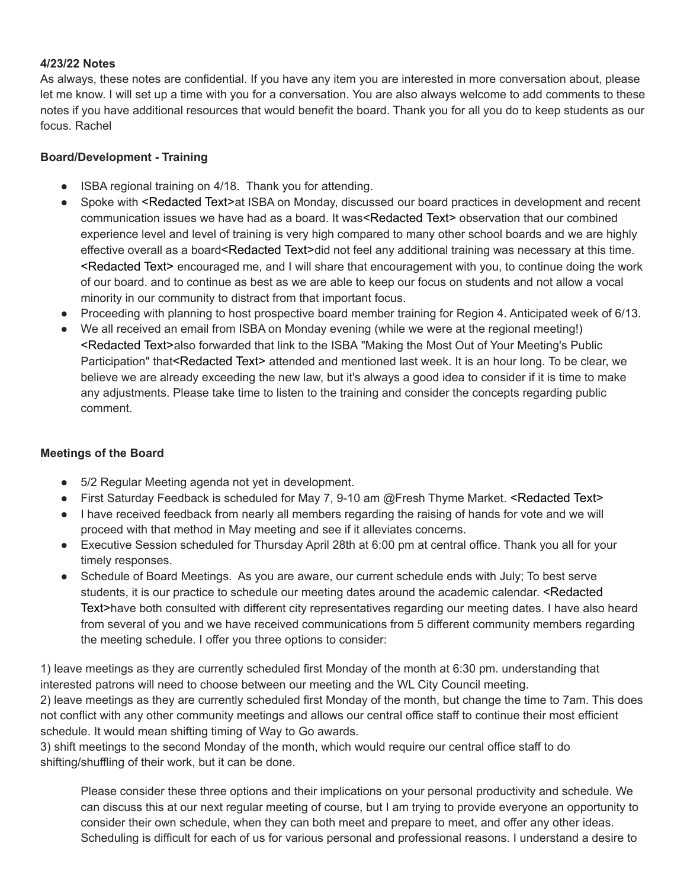**4/23/22 Notes**

As always, these notes are confidential. If you have any item you are interested in more conversation about, please let me know. I will set up a time with you for a conversation. You are also always welcome to add comments to these notes if you have additional resources that would benefit the board. Thank you for all you do to keep students as our focus. Rachel

**Board/Development - Training**

- ISBA regional training on 4/18. Thank you for attending.
- Spoke with <Redacted Text>at ISBA on Monday, discussed our board practices in development and recent communication issues we have had as a board. It was<Redacted Text> observation that our combined experience level and level of training is very high compared to many other school boards and we are highly effective overall as a board<Redacted Text>did not feel any additional training was necessary at this time. <Redacted Text> encouraged me, and I will share that encouragement with you, to continue doing the work of our board. and to continue as best as we are able to keep our focus on students and not allow a vocal minority in our community to distract from that important focus.
- Proceeding with planning to host prospective board member training for Region 4. Anticipated week of 6/13.
- We all received an email from ISBA on Monday evening (while we were at the regional meeting!) <Redacted Text>also forwarded that link to the ISBA "Making the Most Out of Your Meeting's Public Participation" that<Redacted Text> attended and mentioned last week. It is an hour long. To be clear, we believe we are already exceeding the new law, but it's always a good idea to consider if it is time to make any adjustments. Please take time to listen to the training and consider the concepts regarding public comment.

**Meetings of the Board**

- 5/2 Regular Meeting agenda not yet in development.
- First Saturday Feedback is scheduled for May 7, 9-10 am @Fresh Thyme Market. <Redacted Text>
- I have received feedback from nearly all members regarding the raising of hands for vote and we will proceed with that method in May meeting and see if it alleviates concerns.
- Executive Session scheduled for Thursday April 28th at 6:00 pm at central office. Thank you all for your timely responses.
- Schedule of Board Meetings. As you are aware, our current schedule ends with July; To best serve students, it is our practice to schedule our meeting dates around the academic calendar. <Redacted Text>have both consulted with different city representatives regarding our meeting dates. I have also heard from several of you and we have received communications from 5 different community members regarding the meeting schedule. I offer you three options to consider:

1) leave meetings as they are currently scheduled first Monday of the month at 6:30 pm. understanding that interested patrons will need to choose between our meeting and the WL City Council meeting.
2) leave meetings as they are currently scheduled first Monday of the month, but change the time to 7am. This does not conflict with any other community meetings and allows our central office staff to continue their most efficient schedule. It would mean shifting timing of Way to Go awards.
3) shift meetings to the second Monday of the month, which would require our central office staff to do shifting/shuffling of their work, but it can be done.

Please consider these three options and their implications on your personal productivity and schedule. We can discuss this at our next regular meeting of course, but I am trying to provide everyone an opportunity to consider their own schedule, when they can both meet and prepare to meet, and offer any other ideas. Scheduling is difficult for each of us for various personal and professional reasons. I understand a desire to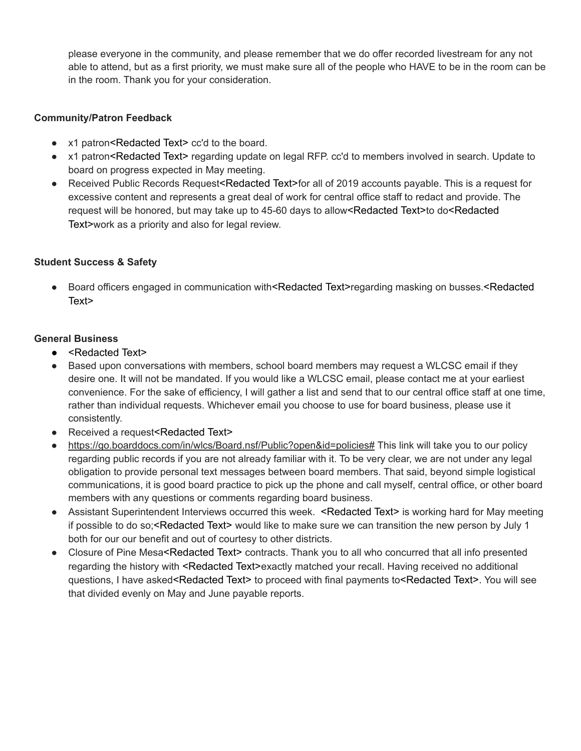please everyone in the community, and please remember that we do offer recorded livestream for any not able to attend, but as a first priority, we must make sure all of the people who HAVE to be in the room can be in the room. Thank you for your consideration.

**Community/Patron Feedback**

- x1 patron<Redacted Text> cc'd to the board.
- x1 patron<Redacted Text> regarding update on legal RFP. cc'd to members involved in search. Update to board on progress expected in May meeting.
- Received Public Records Request<Redacted Text>for all of 2019 accounts payable. This is a request for excessive content and represents a great deal of work for central office staff to redact and provide. The request will be honored, but may take up to 45-60 days to allow<Redacted Text>to do<Redacted Text>work as a priority and also for legal review.

**Student Success & Safety**

- Board officers engaged in communication with<Redacted Text>regarding masking on busses.<Redacted Text>

**General Business**

- <Redacted Text>
- Based upon conversations with members, school board members may request a WLCSC email if they desire one. It will not be mandated. If you would like a WLCSC email, please contact me at your earliest convenience. For the sake of efficiency, I will gather a list and send that to our central office staff at one time, rather than individual requests. Whichever email you choose to use for board business, please use it consistently.
- Received a request<Redacted Text>
- https://go.boarddocs.com/in/wlcs/Board.nsf/Public?open&id=policies# This link will take you to our policy regarding public records if you are not already familiar with it. To be very clear, we are not under any legal obligation to provide personal text messages between board members. That said, beyond simple logistical communications, it is good board practice to pick up the phone and call myself, central office, or other board members with any questions or comments regarding board business.
- Assistant Superintendent Interviews occurred this week. <Redacted Text> is working hard for May meeting if possible to do so;<Redacted Text> would like to make sure we can transition the new person by July 1 both for our our benefit and out of courtesy to other districts.
- Closure of Pine Mesa<Redacted Text> contracts. Thank you to all who concurred that all info presented regarding the history with <Redacted Text>exactly matched your recall. Having received no additional questions, I have asked<Redacted Text> to proceed with final payments to<Redacted Text>. You will see that divided evenly on May and June payable reports.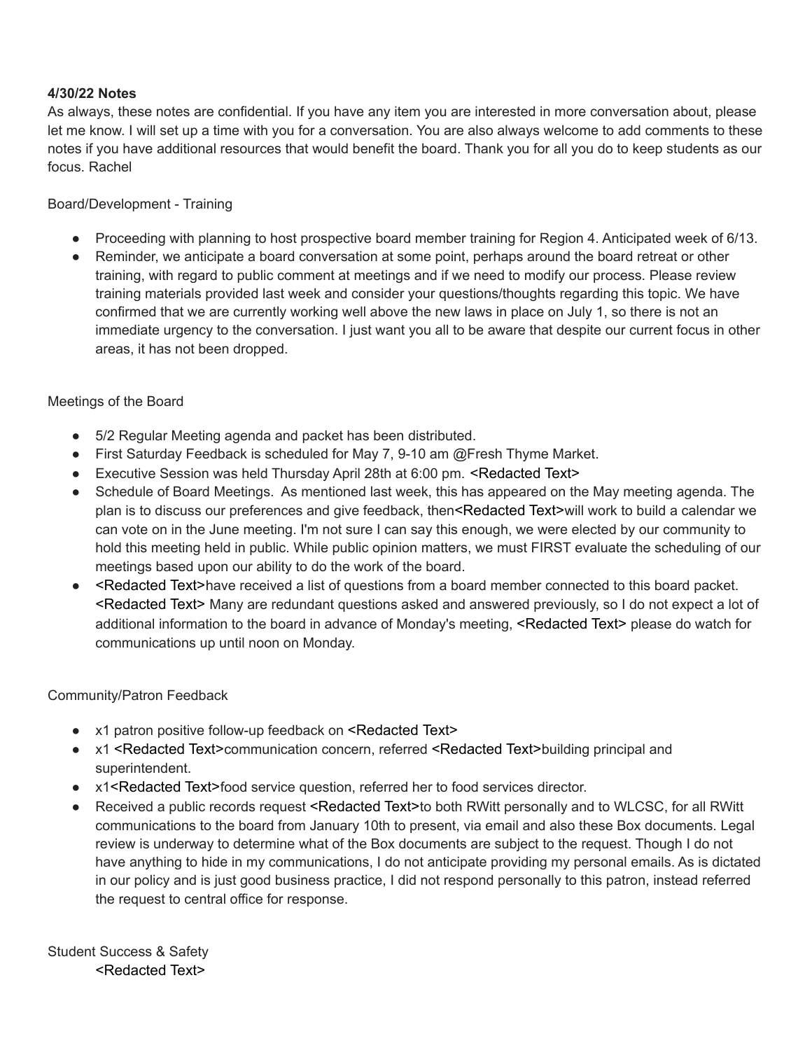**4/30/22 Notes**

As always, these notes are confidential. If you have any item you are interested in more conversation about, please let me know. I will set up a time with you for a conversation. You are also always welcome to add comments to these notes if you have additional resources that would benefit the board. Thank you for all you do to keep students as our focus. Rachel

Board/Development - Training

- Proceeding with planning to host prospective board member training for Region 4. Anticipated week of 6/13.
- Reminder, we anticipate a board conversation at some point, perhaps around the board retreat or other training, with regard to public comment at meetings and if we need to modify our process. Please review training materials provided last week and consider your questions/thoughts regarding this topic. We have confirmed that we are currently working well above the new laws in place on July 1, so there is not an immediate urgency to the conversation. I just want you all to be aware that despite our current focus in other areas, it has not been dropped.

Meetings of the Board

- 5/2 Regular Meeting agenda and packet has been distributed.
- First Saturday Feedback is scheduled for May 7, 9-10 am @Fresh Thyme Market.
- Executive Session was held Thursday April 28th at 6:00 pm. <Redacted Text>
- Schedule of Board Meetings. As mentioned last week, this has appeared on the May meeting agenda. The plan is to discuss our preferences and give feedback, then<Redacted Text>will work to build a calendar we can vote on in the June meeting. I'm not sure I can say this enough, we were elected by our community to hold this meeting held in public. While public opinion matters, we must FIRST evaluate the scheduling of our meetings based upon our ability to do the work of the board.
- <Redacted Text>have received a list of questions from a board member connected to this board packet. <Redacted Text> Many are redundant questions asked and answered previously, so I do not expect a lot of additional information to the board in advance of Monday's meeting, <Redacted Text> please do watch for communications up until noon on Monday.

Community/Patron Feedback

- x1 patron positive follow-up feedback on <Redacted Text>
- x1 <Redacted Text>communication concern, referred <Redacted Text>building principal and superintendent.
- x1<Redacted Text>food service question, referred her to food services director.
- Received a public records request <Redacted Text>to both RWitt personally and to WLCSC, for all RWitt communications to the board from January 10th to present, via email and also these Box documents. Legal review is underway to determine what of the Box documents are subject to the request. Though I do not have anything to hide in my communications, I do not anticipate providing my personal emails. As is dictated in our policy and is just good business practice, I did not respond personally to this patron, instead referred the request to central office for response.

Student Success & Safety

<Redacted Text>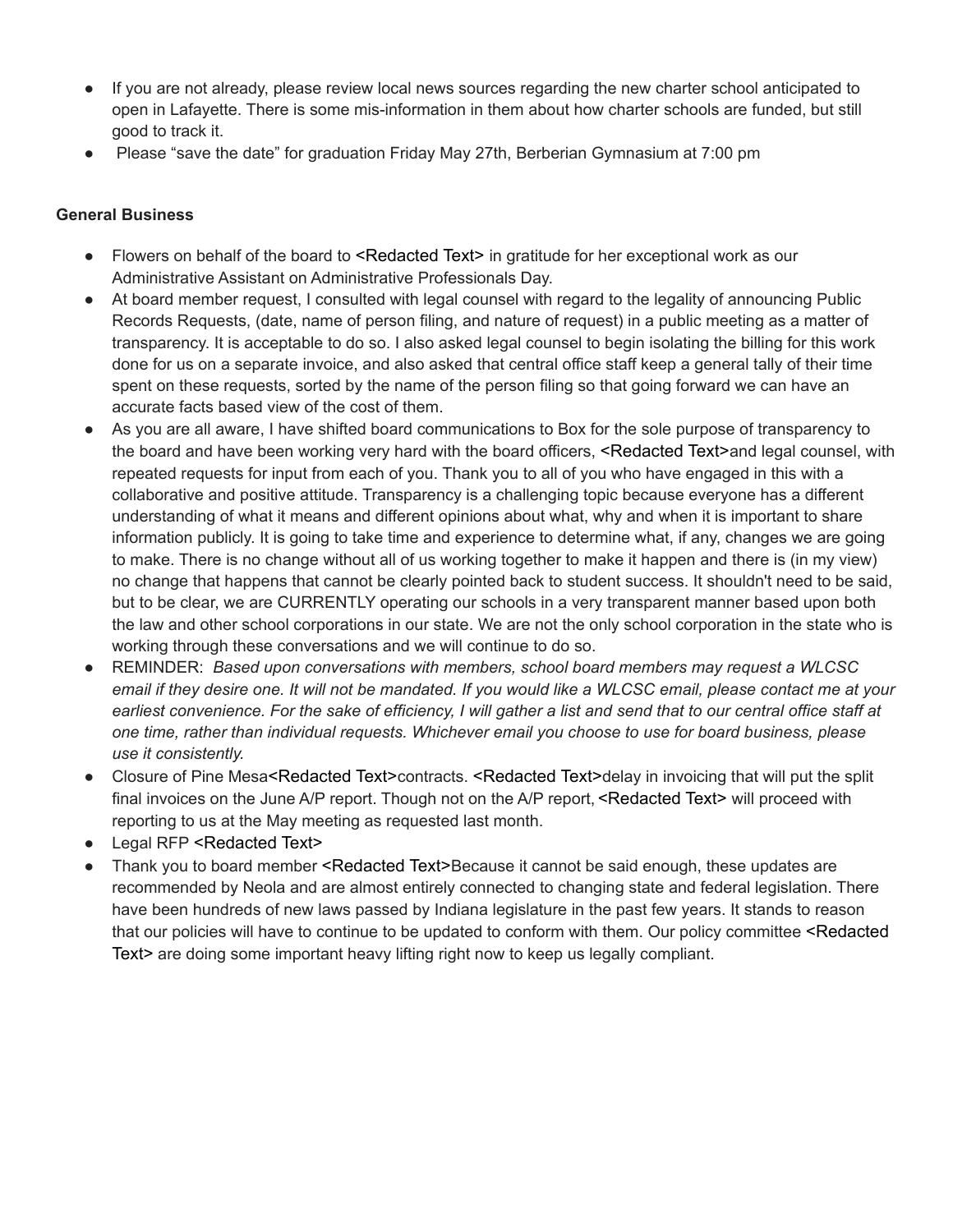- If you are not already, please review local news sources regarding the new charter school anticipated to open in Lafayette. There is some mis-information in them about how charter schools are funded, but still good to track it.
- Please "save the date" for graduation Friday May 27th, Berberian Gymnasium at 7:00 pm

**General Business**

- Flowers on behalf of the board to <Redacted Text> in gratitude for her exceptional work as our Administrative Assistant on Administrative Professionals Day.
- At board member request, I consulted with legal counsel with regard to the legality of announcing Public Records Requests, (date, name of person filing, and nature of request) in a public meeting as a matter of transparency. It is acceptable to do so. I also asked legal counsel to begin isolating the billing for this work done for us on a separate invoice, and also asked that central office staff keep a general tally of their time spent on these requests, sorted by the name of the person filing so that going forward we can have an accurate facts based view of the cost of them.
- As you are all aware, I have shifted board communications to Box for the sole purpose of transparency to the board and have been working very hard with the board officers, <Redacted Text>and legal counsel, with repeated requests for input from each of you. Thank you to all of you who have engaged in this with a collaborative and positive attitude. Transparency is a challenging topic because everyone has a different understanding of what it means and different opinions about what, why and when it is important to share information publicly. It is going to take time and experience to determine what, if any, changes we are going to make. There is no change without all of us working together to make it happen and there is (in my view) no change that happens that cannot be clearly pointed back to student success. It shouldn't need to be said, but to be clear, we are CURRENTLY operating our schools in a very transparent manner based upon both the law and other school corporations in our state. We are not the only school corporation in the state who is working through these conversations and we will continue to do so.
- REMINDER: *Based upon conversations with members, school board members may request a WLCSC email if they desire one. It will not be mandated. If you would like a WLCSC email, please contact me at your earliest convenience. For the sake of efficiency, I will gather a list and send that to our central office staff at one time, rather than individual requests. Whichever email you choose to use for board business, please use it consistently.*
- Closure of Pine Mesa<Redacted Text>contracts. <Redacted Text>delay in invoicing that will put the split final invoices on the June A/P report. Though not on the A/P report, <Redacted Text> will proceed with reporting to us at the May meeting as requested last month.
- Legal RFP <Redacted Text>
- Thank you to board member <Redacted Text>Because it cannot be said enough, these updates are recommended by Neola and are almost entirely connected to changing state and federal legislation. There have been hundreds of new laws passed by Indiana legislature in the past few years. It stands to reason that our policies will have to continue to be updated to conform with them. Our policy committee <Redacted Text> are doing some important heavy lifting right now to keep us legally compliant.